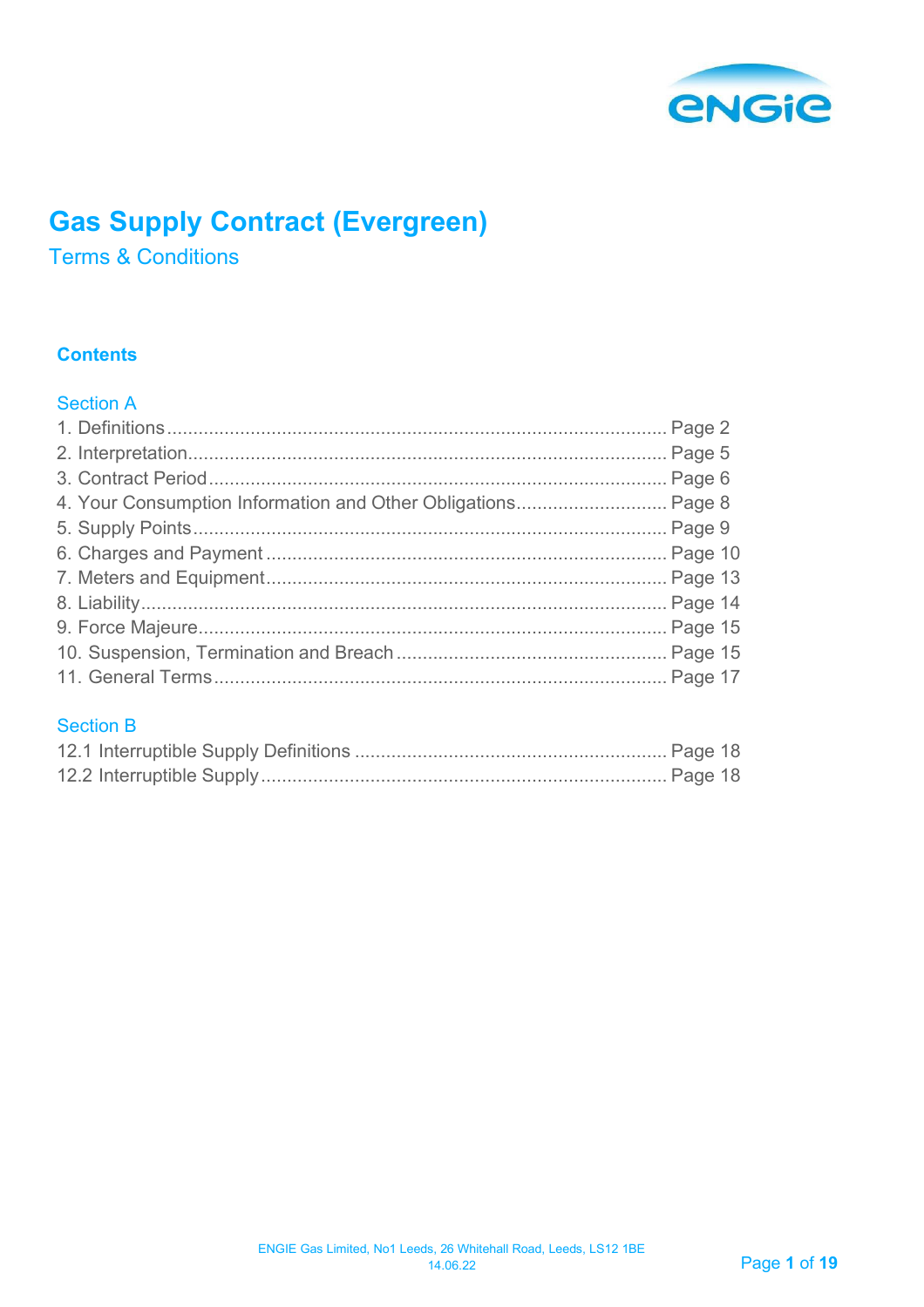# Gas Supply Contract (Evergreen)

## Terms & Conditions

### Contents

**Section A**

1. Definitions ........ Page 2
2. Interpretation ........ Page 5
3. Contract Period ........ Page 6
4. Your Consumption Information and Other Obligations ........ Page 8
5. Supply Points ........ Page 9
6. Charges and Payment ........ Page 10
7. Meters and Equipment ........ Page 13
8. Liability ........ Page 14
9. Force Majeure ........ Page 15
10. Suspension, Termination and Breach ........ Page 15
11. General Terms ........ Page 17

**Section B**

12.1 Interruptible Supply Definitions ........ Page 18
12.2 Interruptible Supply ........ Page 18

ENGIE Gas Limited, No1 Leeds, 26 Whitehall Road, Leeds, LS12 1BE
14.06.22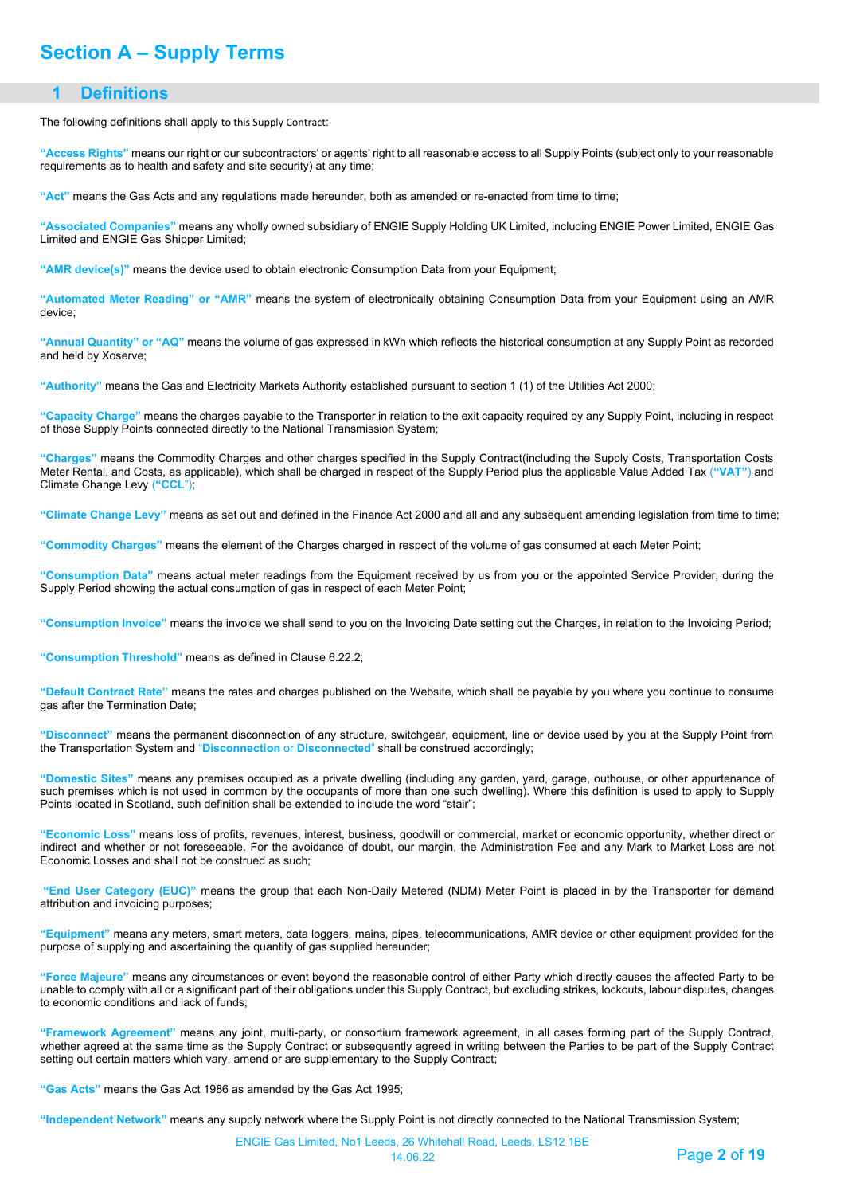# Section A – Supply Terms

## 1 Definitions

The following definitions shall apply to this Supply Contract:

**"Access Rights"** means our right or our subcontractors' or agents' right to all reasonable access to all Supply Points (subject only to your reasonable requirements as to health and safety and site security) at any time;

**"Act"** means the Gas Acts and any regulations made hereunder, both as amended or re-enacted from time to time;

**"Associated Companies"** means any wholly owned subsidiary of ENGIE Supply Holding UK Limited, including ENGIE Power Limited, ENGIE Gas Limited and ENGIE Gas Shipper Limited;

**"AMR device(s)"** means the device used to obtain electronic Consumption Data from your Equipment;

**"Automated Meter Reading" or "AMR"** means the system of electronically obtaining Consumption Data from your Equipment using an AMR device;

**"Annual Quantity" or "AQ"** means the volume of gas expressed in kWh which reflects the historical consumption at any Supply Point as recorded and held by Xoserve;

**"Authority"** means the Gas and Electricity Markets Authority established pursuant to section 1 (1) of the Utilities Act 2000;

**"Capacity Charge"** means the charges payable to the Transporter in relation to the exit capacity required by any Supply Point, including in respect of those Supply Points connected directly to the National Transmission System;

**"Charges"** means the Commodity Charges and other charges specified in the Supply Contract(including the Supply Costs, Transportation Costs Meter Rental, and Costs, as applicable), which shall be charged in respect of the Supply Period plus the applicable Value Added Tax (**"VAT"**) and Climate Change Levy (**"CCL"**);

**"Climate Change Levy"** means as set out and defined in the Finance Act 2000 and all and any subsequent amending legislation from time to time;

**"Commodity Charges"** means the element of the Charges charged in respect of the volume of gas consumed at each Meter Point;

**"Consumption Data"** means actual meter readings from the Equipment received by us from you or the appointed Service Provider, during the Supply Period showing the actual consumption of gas in respect of each Meter Point;

**"Consumption Invoice"** means the invoice we shall send to you on the Invoicing Date setting out the Charges, in relation to the Invoicing Period;

**"Consumption Threshold"** means as defined in Clause 6.22.2;

**"Default Contract Rate"** means the rates and charges published on the Website, which shall be payable by you where you continue to consume gas after the Termination Date;

**"Disconnect"** means the permanent disconnection of any structure, switchgear, equipment, line or device used by you at the Supply Point from the Transportation System and "**Disconnection** or **Disconnected**" shall be construed accordingly;

**"Domestic Sites"** means any premises occupied as a private dwelling (including any garden, yard, garage, outhouse, or other appurtenance of such premises which is not used in common by the occupants of more than one such dwelling). Where this definition is used to apply to Supply Points located in Scotland, such definition shall be extended to include the word "stair";

**"Economic Loss"** means loss of profits, revenues, interest, business, goodwill or commercial, market or economic opportunity, whether direct or indirect and whether or not foreseeable. For the avoidance of doubt, our margin, the Administration Fee and any Mark to Market Loss are not Economic Losses and shall not be construed as such;

**"End User Category (EUC)"** means the group that each Non-Daily Metered (NDM) Meter Point is placed in by the Transporter for demand attribution and invoicing purposes;

**"Equipment"** means any meters, smart meters, data loggers, mains, pipes, telecommunications, AMR device or other equipment provided for the purpose of supplying and ascertaining the quantity of gas supplied hereunder;

**"Force Majeure"** means any circumstances or event beyond the reasonable control of either Party which directly causes the affected Party to be unable to comply with all or a significant part of their obligations under this Supply Contract, but excluding strikes, lockouts, labour disputes, changes to economic conditions and lack of funds;

**"Framework Agreement"** means any joint, multi-party, or consortium framework agreement, in all cases forming part of the Supply Contract, whether agreed at the same time as the Supply Contract or subsequently agreed in writing between the Parties to be part of the Supply Contract setting out certain matters which vary, amend or are supplementary to the Supply Contract;

**"Gas Acts"** means the Gas Act 1986 as amended by the Gas Act 1995;

**"Independent Network"** means any supply network where the Supply Point is not directly connected to the National Transmission System;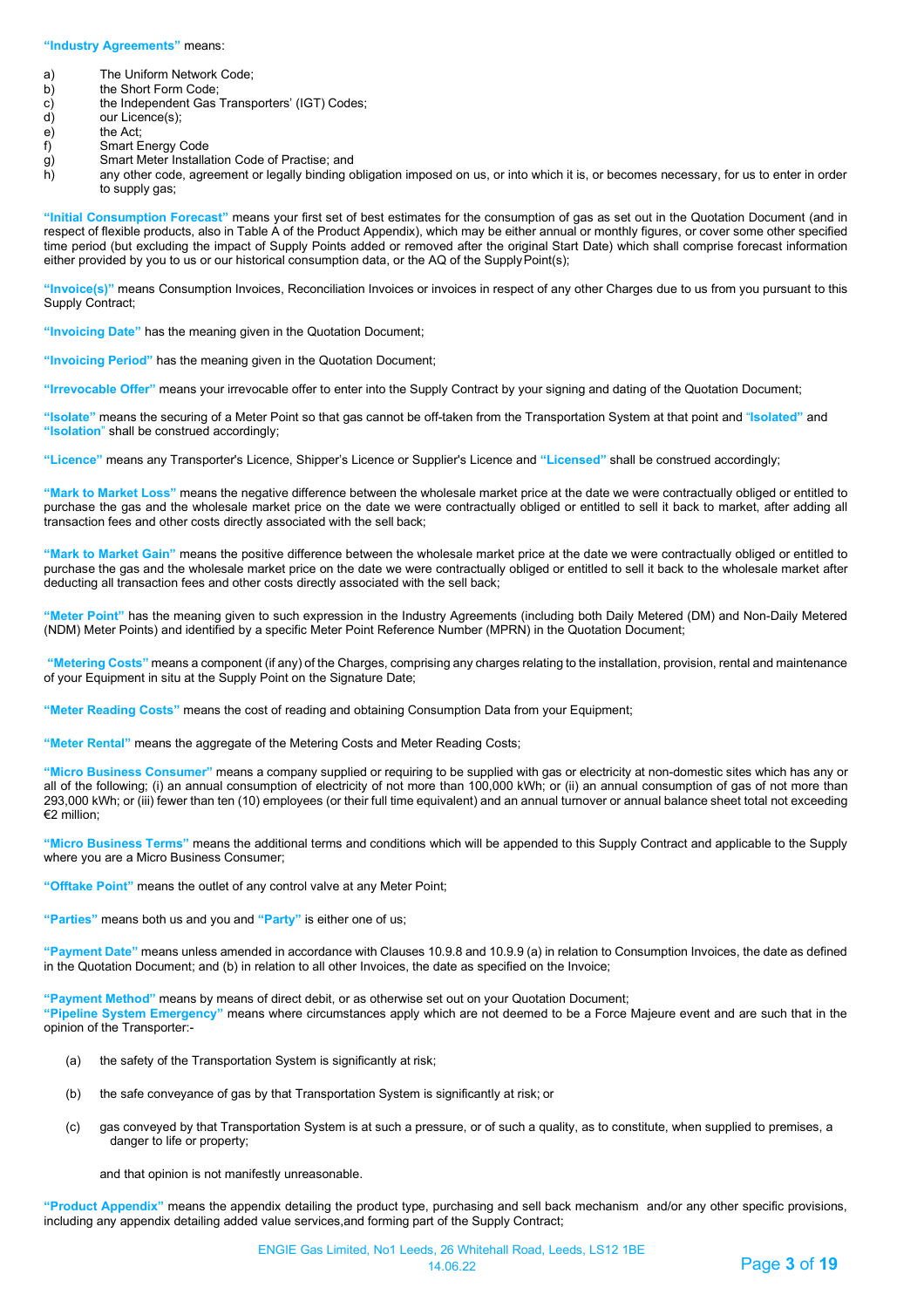**"Industry Agreements"** means:

a) The Uniform Network Code;
b) the Short Form Code;
c) the Independent Gas Transporters' (IGT) Codes;
d) our Licence(s);
e) the Act;
f) Smart Energy Code
g) Smart Meter Installation Code of Practise; and
h) any other code, agreement or legally binding obligation imposed on us, or into which it is, or becomes necessary, for us to enter in order to supply gas;

**"Initial Consumption Forecast"** means your first set of best estimates for the consumption of gas as set out in the Quotation Document (and in respect of flexible products, also in Table A of the Product Appendix), which may be either annual or monthly figures, or cover some other specified time period (but excluding the impact of Supply Points added or removed after the original Start Date) which shall comprise forecast information either provided by you to us or our historical consumption data, or the AQ of the Supply Point(s);

**"Invoice(s)"** means Consumption Invoices, Reconciliation Invoices or invoices in respect of any other Charges due to us from you pursuant to this Supply Contract;

**"Invoicing Date"** has the meaning given in the Quotation Document;

**"Invoicing Period"** has the meaning given in the Quotation Document;

**"Irrevocable Offer"** means your irrevocable offer to enter into the Supply Contract by your signing and dating of the Quotation Document;

**"Isolate"** means the securing of a Meter Point so that gas cannot be off-taken from the Transportation System at that point and "**Isolated"** and **"Isolation"** shall be construed accordingly;

**"Licence"** means any Transporter's Licence, Shipper's Licence or Supplier's Licence and **"Licensed"** shall be construed accordingly;

**"Mark to Market Loss"** means the negative difference between the wholesale market price at the date we were contractually obliged or entitled to purchase the gas and the wholesale market price on the date we were contractually obliged or entitled to sell it back to market, after adding all transaction fees and other costs directly associated with the sell back;

**"Mark to Market Gain"** means the positive difference between the wholesale market price at the date we were contractually obliged or entitled to purchase the gas and the wholesale market price on the date we were contractually obliged or entitled to sell it back to the wholesale market after deducting all transaction fees and other costs directly associated with the sell back;

**"Meter Point"** has the meaning given to such expression in the Industry Agreements (including both Daily Metered (DM) and Non-Daily Metered (NDM) Meter Points) and identified by a specific Meter Point Reference Number (MPRN) in the Quotation Document;

**"Metering Costs"** means a component (if any) of the Charges, comprising any charges relating to the installation, provision, rental and maintenance of your Equipment in situ at the Supply Point on the Signature Date;

**"Meter Reading Costs"** means the cost of reading and obtaining Consumption Data from your Equipment;

**"Meter Rental"** means the aggregate of the Metering Costs and Meter Reading Costs;

**"Micro Business Consumer"** means a company supplied or requiring to be supplied with gas or electricity at non-domestic sites which has any or all of the following; (i) an annual consumption of electricity of not more than 100,000 kWh; or (ii) an annual consumption of gas of not more than 293,000 kWh; or (iii) fewer than ten (10) employees (or their full time equivalent) and an annual turnover or annual balance sheet total not exceeding €2 million;

**"Micro Business Terms"** means the additional terms and conditions which will be appended to this Supply Contract and applicable to the Supply where you are a Micro Business Consumer;

**"Offtake Point"** means the outlet of any control valve at any Meter Point;

**"Parties"** means both us and you and **"Party"** is either one of us;

**"Payment Date"** means unless amended in accordance with Clauses 10.9.8 and 10.9.9 (a) in relation to Consumption Invoices, the date as defined in the Quotation Document; and (b) in relation to all other Invoices, the date as specified on the Invoice;

**"Payment Method"** means by means of direct debit, or as otherwise set out on your Quotation Document;

**"Pipeline System Emergency"** means where circumstances apply which are not deemed to be a Force Majeure event and are such that in the opinion of the Transporter:-

(a) the safety of the Transportation System is significantly at risk;

(b) the safe conveyance of gas by that Transportation System is significantly at risk; or

(c) gas conveyed by that Transportation System is at such a pressure, or of such a quality, as to constitute, when supplied to premises, a danger to life or property;

and that opinion is not manifestly unreasonable.

**"Product Appendix"** means the appendix detailing the product type, purchasing and sell back mechanism and/or any other specific provisions, including any appendix detailing added value services,and forming part of the Supply Contract;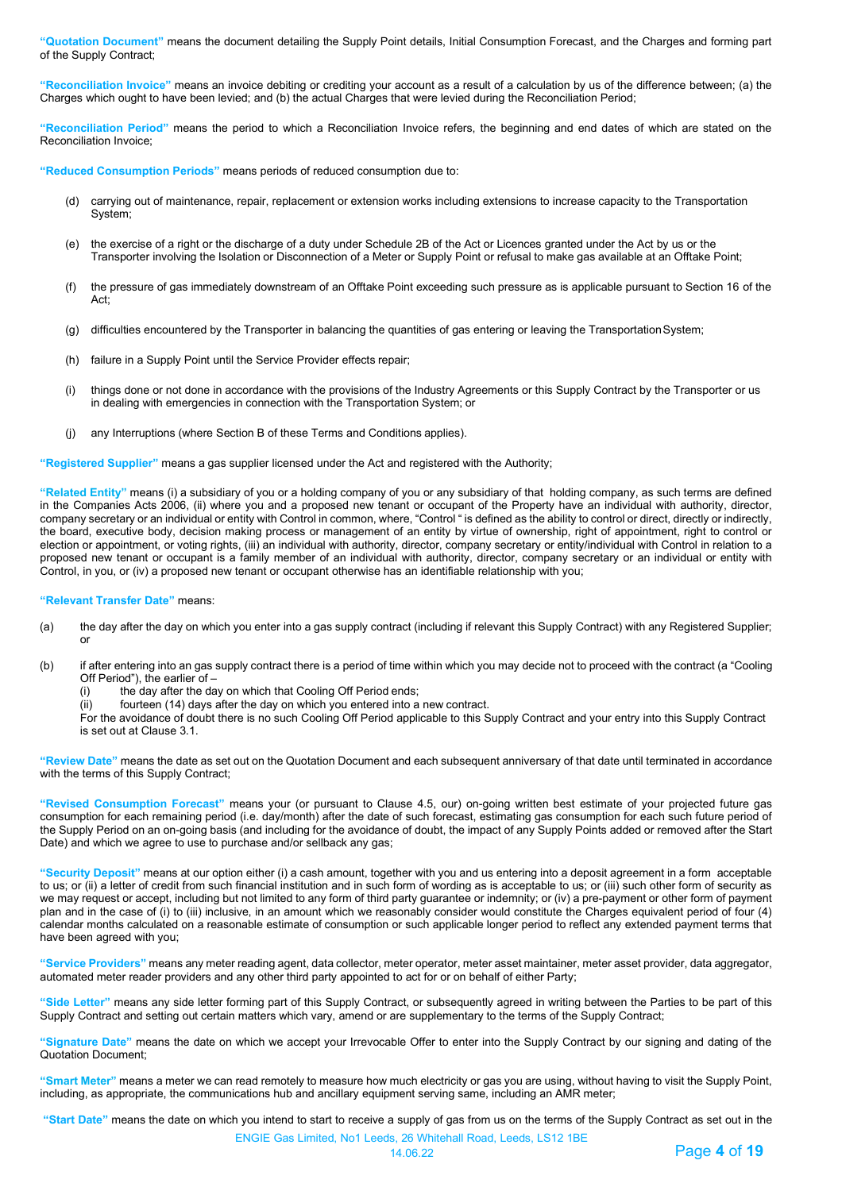**"Quotation Document"** means the document detailing the Supply Point details, Initial Consumption Forecast, and the Charges and forming part of the Supply Contract;

**"Reconciliation Invoice"** means an invoice debiting or crediting your account as a result of a calculation by us of the difference between; (a) the Charges which ought to have been levied; and (b) the actual Charges that were levied during the Reconciliation Period;

**"Reconciliation Period"** means the period to which a Reconciliation Invoice refers, the beginning and end dates of which are stated on the Reconciliation Invoice;

**"Reduced Consumption Periods"** means periods of reduced consumption due to:

(d) carrying out of maintenance, repair, replacement or extension works including extensions to increase capacity to the Transportation System;

(e) the exercise of a right or the discharge of a duty under Schedule 2B of the Act or Licences granted under the Act by us or the Transporter involving the Isolation or Disconnection of a Meter or Supply Point or refusal to make gas available at an Offtake Point;

(f) the pressure of gas immediately downstream of an Offtake Point exceeding such pressure as is applicable pursuant to Section 16 of the Act;

(g) difficulties encountered by the Transporter in balancing the quantities of gas entering or leaving the Transportation System;

(h) failure in a Supply Point until the Service Provider effects repair;

(i) things done or not done in accordance with the provisions of the Industry Agreements or this Supply Contract by the Transporter or us in dealing with emergencies in connection with the Transportation System; or

(j) any Interruptions (where Section B of these Terms and Conditions applies).

**"Registered Supplier"** means a gas supplier licensed under the Act and registered with the Authority;

**"Related Entity"** means (i) a subsidiary of you or a holding company of you or any subsidiary of that holding company, as such terms are defined in the Companies Acts 2006, (ii) where you and a proposed new tenant or occupant of the Property have an individual with authority, director, company secretary or an individual or entity with Control in common, where, "Control " is defined as the ability to control or direct, directly or indirectly, the board, executive body, decision making process or management of an entity by virtue of ownership, right of appointment, right to control or election or appointment, or voting rights, (iii) an individual with authority, director, company secretary or entity/individual with Control in relation to a proposed new tenant or occupant is a family member of an individual with authority, director, company secretary or an individual or entity with Control, in you, or (iv) a proposed new tenant or occupant otherwise has an identifiable relationship with you;

**"Relevant Transfer Date"** means:

(a) the day after the day on which you enter into a gas supply contract (including if relevant this Supply Contract) with any Registered Supplier; or

(b) if after entering into an gas supply contract there is a period of time within which you may decide not to proceed with the contract (a "Cooling Off Period"), the earlier of –
   (i) the day after the day on which that Cooling Off Period ends;
   (ii) fourteen (14) days after the day on which you entered into a new contract.

   For the avoidance of doubt there is no such Cooling Off Period applicable to this Supply Contract and your entry into this Supply Contract is set out at Clause 3.1.

**"Review Date"** means the date as set out on the Quotation Document and each subsequent anniversary of that date until terminated in accordance with the terms of this Supply Contract;

**"Revised Consumption Forecast"** means your (or pursuant to Clause 4.5, our) on-going written best estimate of your projected future gas consumption for each remaining period (i.e. day/month) after the date of such forecast, estimating gas consumption for each such future period of the Supply Period on an on-going basis (and including for the avoidance of doubt, the impact of any Supply Points added or removed after the Start Date) and which we agree to use to purchase and/or sellback any gas;

**"Security Deposit"** means at our option either (i) a cash amount, together with you and us entering into a deposit agreement in a form acceptable to us; or (ii) a letter of credit from such financial institution and in such form of wording as is acceptable to us; or (iii) such other form of security as we may request or accept, including but not limited to any form of third party guarantee or indemnity; or (iv) a pre-payment or other form of payment plan and in the case of (i) to (iii) inclusive, in an amount which we reasonably consider would constitute the Charges equivalent period of four (4) calendar months calculated on a reasonable estimate of consumption or such applicable longer period to reflect any extended payment terms that have been agreed with you;

**"Service Providers"** means any meter reading agent, data collector, meter operator, meter asset maintainer, meter asset provider, data aggregator, automated meter reader providers and any other third party appointed to act for or on behalf of either Party;

**"Side Letter"** means any side letter forming part of this Supply Contract, or subsequently agreed in writing between the Parties to be part of this Supply Contract and setting out certain matters which vary, amend or are supplementary to the terms of the Supply Contract;

**"Signature Date"** means the date on which we accept your Irrevocable Offer to enter into the Supply Contract by our signing and dating of the Quotation Document;

**"Smart Meter"** means a meter we can read remotely to measure how much electricity or gas you are using, without having to visit the Supply Point, including, as appropriate, the communications hub and ancillary equipment serving same, including an AMR meter;

**"Start Date"** means the date on which you intend to start to receive a supply of gas from us on the terms of the Supply Contract as set out in the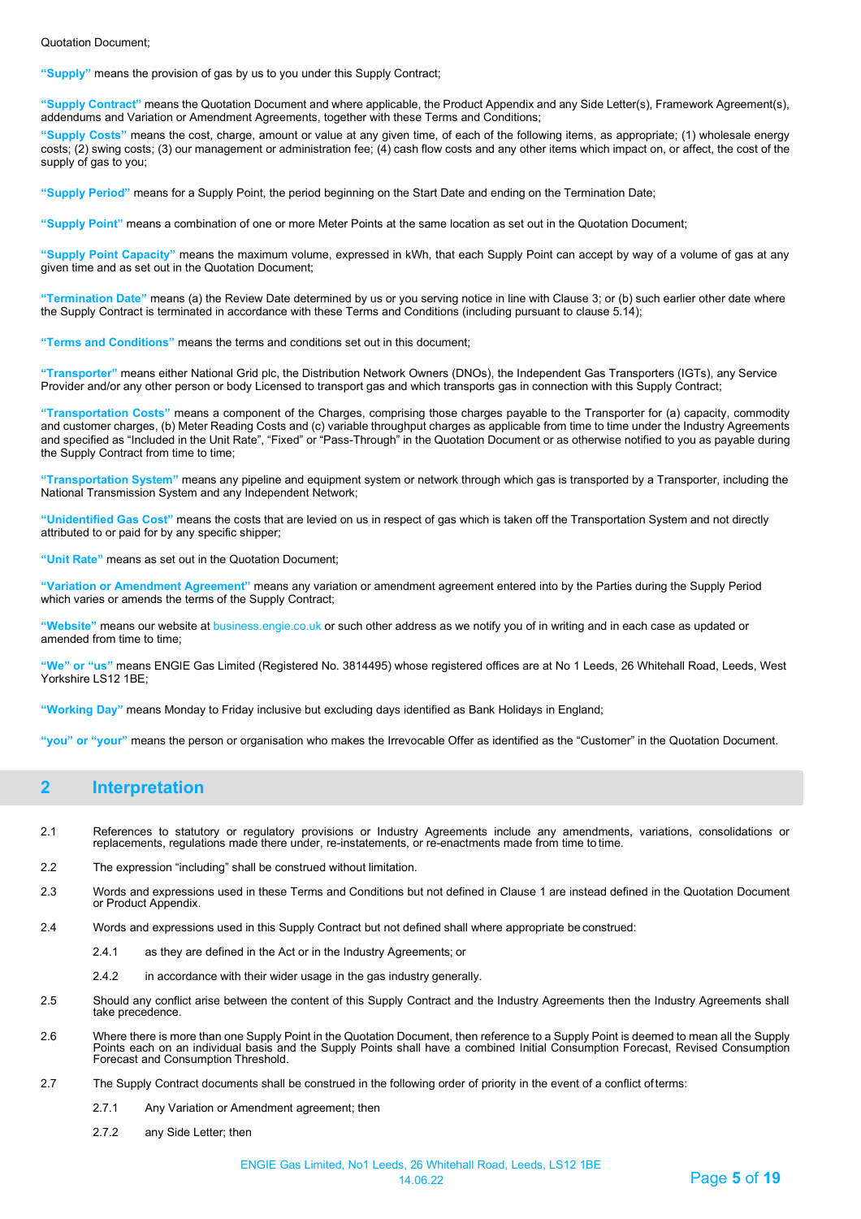Quotation Document;

**"Supply"** means the provision of gas by us to you under this Supply Contract;

**"Supply Contract"** means the Quotation Document and where applicable, the Product Appendix and any Side Letter(s), Framework Agreement(s), addendums and Variation or Amendment Agreements, together with these Terms and Conditions;

**"Supply Costs"** means the cost, charge, amount or value at any given time, of each of the following items, as appropriate; (1) wholesale energy costs; (2) swing costs; (3) our management or administration fee; (4) cash flow costs and any other items which impact on, or affect, the cost of the supply of gas to you;

**"Supply Period"** means for a Supply Point, the period beginning on the Start Date and ending on the Termination Date;

**"Supply Point"** means a combination of one or more Meter Points at the same location as set out in the Quotation Document;

**"Supply Point Capacity"** means the maximum volume, expressed in kWh, that each Supply Point can accept by way of a volume of gas at any given time and as set out in the Quotation Document;

**"Termination Date"** means (a) the Review Date determined by us or you serving notice in line with Clause 3; or (b) such earlier other date where the Supply Contract is terminated in accordance with these Terms and Conditions (including pursuant to clause 5.14);

**"Terms and Conditions"** means the terms and conditions set out in this document;

**"Transporter"** means either National Grid plc, the Distribution Network Owners (DNOs), the Independent Gas Transporters (IGTs), any Service Provider and/or any other person or body Licensed to transport gas and which transports gas in connection with this Supply Contract;

**"Transportation Costs"** means a component of the Charges, comprising those charges payable to the Transporter for (a) capacity, commodity and customer charges, (b) Meter Reading Costs and (c) variable throughput charges as applicable from time to time under the Industry Agreements and specified as "Included in the Unit Rate", "Fixed" or "Pass-Through" in the Quotation Document or as otherwise notified to you as payable during the Supply Contract from time to time;

**"Transportation System"** means any pipeline and equipment system or network through which gas is transported by a Transporter, including the National Transmission System and any Independent Network;

**"Unidentified Gas Cost"** means the costs that are levied on us in respect of gas which is taken off the Transportation System and not directly attributed to or paid for by any specific shipper;

**"Unit Rate"** means as set out in the Quotation Document;

**"Variation or Amendment Agreement"** means any variation or amendment agreement entered into by the Parties during the Supply Period which varies or amends the terms of the Supply Contract;

**"Website"** means our website at business.engie.co.uk or such other address as we notify you of in writing and in each case as updated or amended from time to time;

**"We" or "us"** means ENGIE Gas Limited (Registered No. 3814495) whose registered offices are at No 1 Leeds, 26 Whitehall Road, Leeds, West Yorkshire LS12 1BE;

**"Working Day"** means Monday to Friday inclusive but excluding days identified as Bank Holidays in England;

**"you" or "your"** means the person or organisation who makes the Irrevocable Offer as identified as the "Customer" in the Quotation Document.

## 2 Interpretation

2.1 References to statutory or regulatory provisions or Industry Agreements include any amendments, variations, consolidations or replacements, regulations made there under, re-instatements, or re-enactments made from time to time.

2.2 The expression "including" shall be construed without limitation.

2.3 Words and expressions used in these Terms and Conditions but not defined in Clause 1 are instead defined in the Quotation Document or Product Appendix.

2.4 Words and expressions used in this Supply Contract but not defined shall where appropriate be construed:

- 2.4.1 as they are defined in the Act or in the Industry Agreements; or
- 2.4.2 in accordance with their wider usage in the gas industry generally.

2.5 Should any conflict arise between the content of this Supply Contract and the Industry Agreements then the Industry Agreements shall take precedence.

2.6 Where there is more than one Supply Point in the Quotation Document, then reference to a Supply Point is deemed to mean all the Supply Points each on an individual basis and the Supply Points shall have a combined Initial Consumption Forecast, Revised Consumption Forecast and Consumption Threshold.

2.7 The Supply Contract documents shall be construed in the following order of priority in the event of a conflict of terms:

- 2.7.1 Any Variation or Amendment agreement; then
- 2.7.2 any Side Letter; then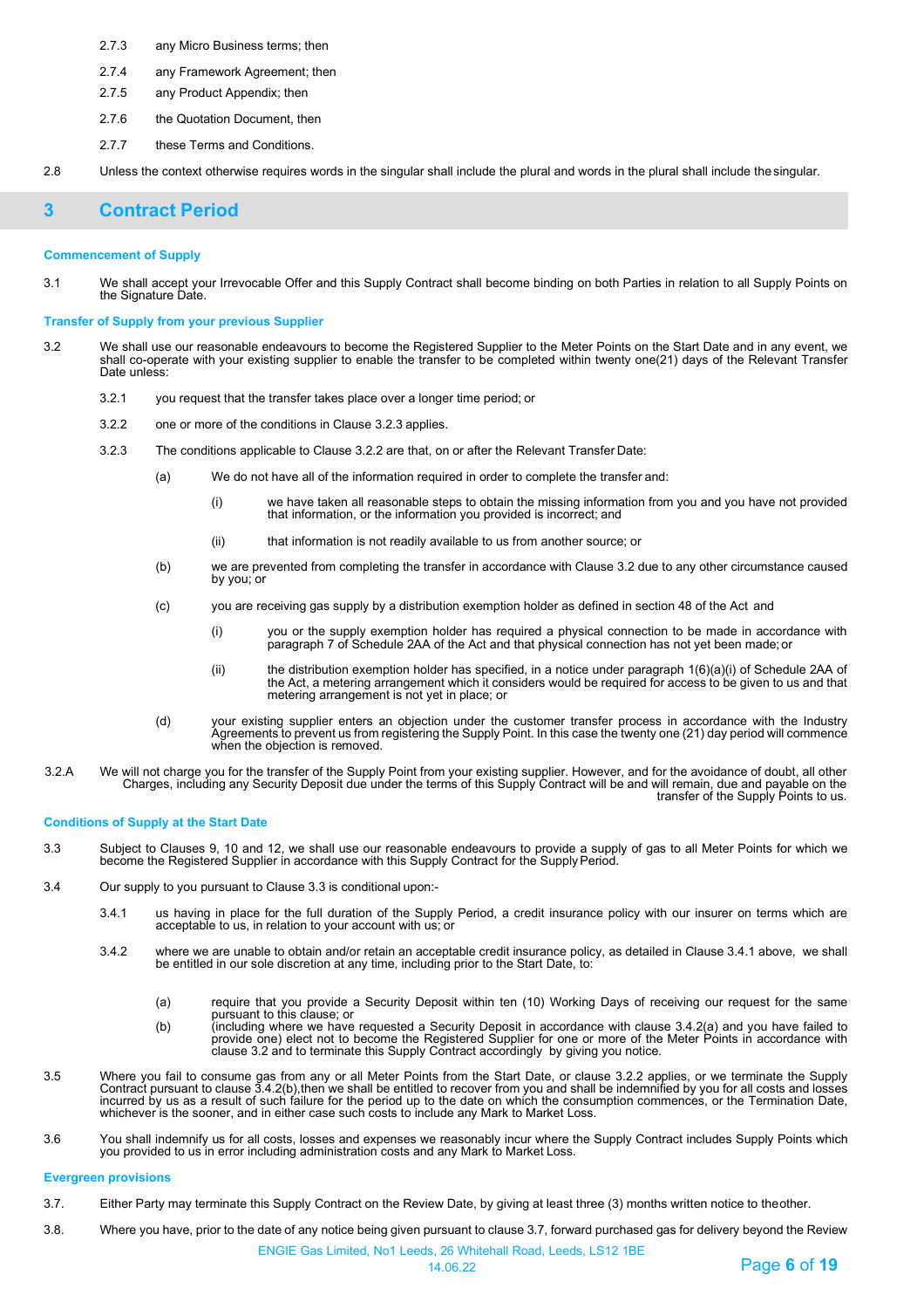2.7.3 any Micro Business terms; then

2.7.4 any Framework Agreement; then

2.7.5 any Product Appendix; then

2.7.6 the Quotation Document, then

2.7.7 these Terms and Conditions.

2.8 Unless the context otherwise requires words in the singular shall include the plural and words in the plural shall include the singular.

## 3 Contract Period

**Commencement of Supply**

3.1 We shall accept your Irrevocable Offer and this Supply Contract shall become binding on both Parties in relation to all Supply Points on the Signature Date.

**Transfer of Supply from your previous Supplier**

3.2 We shall use our reasonable endeavours to become the Registered Supplier to the Meter Points on the Start Date and in any event, we shall co-operate with your existing supplier to enable the transfer to be completed within twenty one(21) days of the Relevant Transfer Date unless:

3.2.1 you request that the transfer takes place over a longer time period; or

3.2.2 one or more of the conditions in Clause 3.2.3 applies.

3.2.3 The conditions applicable to Clause 3.2.2 are that, on or after the Relevant Transfer Date:

(a) We do not have all of the information required in order to complete the transfer and:

(i) we have taken all reasonable steps to obtain the missing information from you and you have not provided that information, or the information you provided is incorrect; and

(ii) that information is not readily available to us from another source; or

(b) we are prevented from completing the transfer in accordance with Clause 3.2 due to any other circumstance caused by you; or

(c) you are receiving gas supply by a distribution exemption holder as defined in section 48 of the Act and

(i) you or the supply exemption holder has required a physical connection to be made in accordance with paragraph 7 of Schedule 2AA of the Act and that physical connection has not yet been made; or

(ii) the distribution exemption holder has specified, in a notice under paragraph 1(6)(a)(i) of Schedule 2AA of the Act, a metering arrangement which it considers would be required for access to be given to us and that metering arrangement is not yet in place; or

(d) your existing supplier enters an objection under the customer transfer process in accordance with the Industry Agreements to prevent us from registering the Supply Point. In this case the twenty one (21) day period will commence when the objection is removed.

3.2.A We will not charge you for the transfer of the Supply Point from your existing supplier. However, and for the avoidance of doubt, all other Charges, including any Security Deposit due under the terms of this Supply Contract will be and will remain, due and payable on the transfer of the Supply Points to us.

**Conditions of Supply at the Start Date**

3.3 Subject to Clauses 9, 10 and 12, we shall use our reasonable endeavours to provide a supply of gas to all Meter Points for which we become the Registered Supplier in accordance with this Supply Contract for the Supply Period.

3.4 Our supply to you pursuant to Clause 3.3 is conditional upon:-

3.4.1 us having in place for the full duration of the Supply Period, a credit insurance policy with our insurer on terms which are acceptable to us, in relation to your account with us; or

3.4.2 where we are unable to obtain and/or retain an acceptable credit insurance policy, as detailed in Clause 3.4.1 above, we shall be entitled in our sole discretion at any time, including prior to the Start Date, to:

(a) require that you provide a Security Deposit within ten (10) Working Days of receiving our request for the same pursuant to this clause; or

(b) (including where we have requested a Security Deposit in accordance with clause 3.4.2(a) and you have failed to provide one) elect not to become the Registered Supplier for one or more of the Meter Points in accordance with clause 3.2 and to terminate this Supply Contract accordingly by giving you notice.

3.5 Where you fail to consume gas from any or all Meter Points from the Start Date, or clause 3.2.2 applies, or we terminate the Supply Contract pursuant to clause 3.4.2(b),then we shall be entitled to recover from you and shall be indemnified by you for all costs and losses incurred by us as a result of such failure for the period up to the date on which the consumption commences, or the Termination Date, whichever is the sooner, and in either case such costs to include any Mark to Market Loss.

3.6 You shall indemnify us for all costs, losses and expenses we reasonably incur where the Supply Contract includes Supply Points which you provided to us in error including administration costs and any Mark to Market Loss.

**Evergreen provisions**

3.7. Either Party may terminate this Supply Contract on the Review Date, by giving at least three (3) months written notice to the other.

3.8. Where you have, prior to the date of any notice being given pursuant to clause 3.7, forward purchased gas for delivery beyond the Review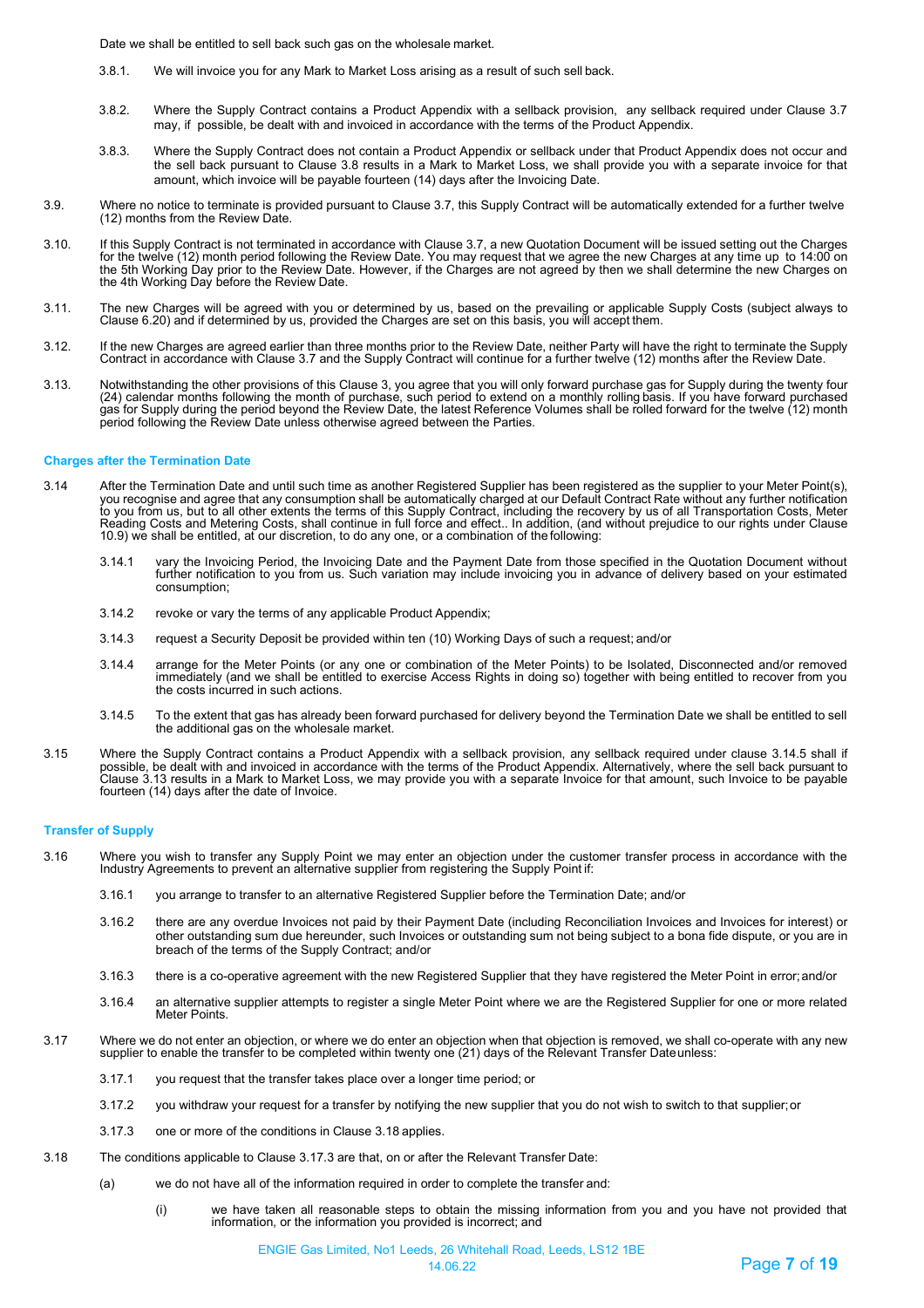Date we shall be entitled to sell back such gas on the wholesale market.

3.8.1. We will invoice you for any Mark to Market Loss arising as a result of such sell back.

3.8.2. Where the Supply Contract contains a Product Appendix with a sellback provision, any sellback required under Clause 3.7 may, if possible, be dealt with and invoiced in accordance with the terms of the Product Appendix.

3.8.3. Where the Supply Contract does not contain a Product Appendix or sellback under that Product Appendix does not occur and the sell back pursuant to Clause 3.8 results in a Mark to Market Loss, we shall provide you with a separate invoice for that amount, which invoice will be payable fourteen (14) days after the Invoicing Date.

3.9. Where no notice to terminate is provided pursuant to Clause 3.7, this Supply Contract will be automatically extended for a further twelve (12) months from the Review Date.

3.10. If this Supply Contract is not terminated in accordance with Clause 3.7, a new Quotation Document will be issued setting out the Charges for the twelve (12) month period following the Review Date. You may request that we agree the new Charges at any time up to 14:00 on the 5th Working Day prior to the Review Date. However, if the Charges are not agreed by then we shall determine the new Charges on the 4th Working Day before the Review Date.

3.11. The new Charges will be agreed with you or determined by us, based on the prevailing or applicable Supply Costs (subject always to Clause 6.20) and if determined by us, provided the Charges are set on this basis, you will accept them.

3.12. If the new Charges are agreed earlier than three months prior to the Review Date, neither Party will have the right to terminate the Supply Contract in accordance with Clause 3.7 and the Supply Contract will continue for a further twelve (12) months after the Review Date.

3.13. Notwithstanding the other provisions of this Clause 3, you agree that you will only forward purchase gas for Supply during the twenty four (24) calendar months following the month of purchase, such period to extend on a monthly rolling basis. If you have forward purchased gas for Supply during the period beyond the Review Date, the latest Reference Volumes shall be rolled forward for the twelve (12) month period following the Review Date unless otherwise agreed between the Parties.

### Charges after the Termination Date

3.14 After the Termination Date and until such time as another Registered Supplier has been registered as the supplier to your Meter Point(s), you recognise and agree that any consumption shall be automatically charged at our Default Contract Rate without any further notification to you from us, but to all other extents the terms of this Supply Contract, including the recovery by us of all Transportation Costs, Meter Reading Costs and Metering Costs, shall continue in full force and effect.. In addition, (and without prejudice to our rights under Clause 10.9) we shall be entitled, at our discretion, to do any one, or a combination of the following:

3.14.1 vary the Invoicing Period, the Invoicing Date and the Payment Date from those specified in the Quotation Document without further notification to you from us. Such variation may include invoicing you in advance of delivery based on your estimated consumption;

3.14.2 revoke or vary the terms of any applicable Product Appendix;

3.14.3 request a Security Deposit be provided within ten (10) Working Days of such a request; and/or

3.14.4 arrange for the Meter Points (or any one or combination of the Meter Points) to be Isolated, Disconnected and/or removed immediately (and we shall be entitled to exercise Access Rights in doing so) together with being entitled to recover from you the costs incurred in such actions.

3.14.5 To the extent that gas has already been forward purchased for delivery beyond the Termination Date we shall be entitled to sell the additional gas on the wholesale market.

3.15 Where the Supply Contract contains a Product Appendix with a sellback provision, any sellback required under clause 3.14.5 shall if possible, be dealt with and invoiced in accordance with the terms of the Product Appendix. Alternatively, where the sell back pursuant to Clause 3.13 results in a Mark to Market Loss, we may provide you with a separate Invoice for that amount, such Invoice to be payable fourteen (14) days after the date of Invoice.

### Transfer of Supply

3.16 Where you wish to transfer any Supply Point we may enter an objection under the customer transfer process in accordance with the Industry Agreements to prevent an alternative supplier from registering the Supply Point if:

3.16.1 you arrange to transfer to an alternative Registered Supplier before the Termination Date; and/or

3.16.2 there are any overdue Invoices not paid by their Payment Date (including Reconciliation Invoices and Invoices for interest) or other outstanding sum due hereunder, such Invoices or outstanding sum not being subject to a bona fide dispute, or you are in breach of the terms of the Supply Contract; and/or

3.16.3 there is a co-operative agreement with the new Registered Supplier that they have registered the Meter Point in error; and/or

3.16.4 an alternative supplier attempts to register a single Meter Point where we are the Registered Supplier for one or more related Meter Points.

3.17 Where we do not enter an objection, or where we do enter an objection when that objection is removed, we shall co-operate with any new supplier to enable the transfer to be completed within twenty one (21) days of the Relevant Transfer Date unless:

3.17.1 you request that the transfer takes place over a longer time period; or

3.17.2 you withdraw your request for a transfer by notifying the new supplier that you do not wish to switch to that supplier; or

3.17.3 one or more of the conditions in Clause 3.18 applies.

3.18 The conditions applicable to Clause 3.17.3 are that, on or after the Relevant Transfer Date:

(a) we do not have all of the information required in order to complete the transfer and:

(i) we have taken all reasonable steps to obtain the missing information from you and you have not provided that information, or the information you provided is incorrect; and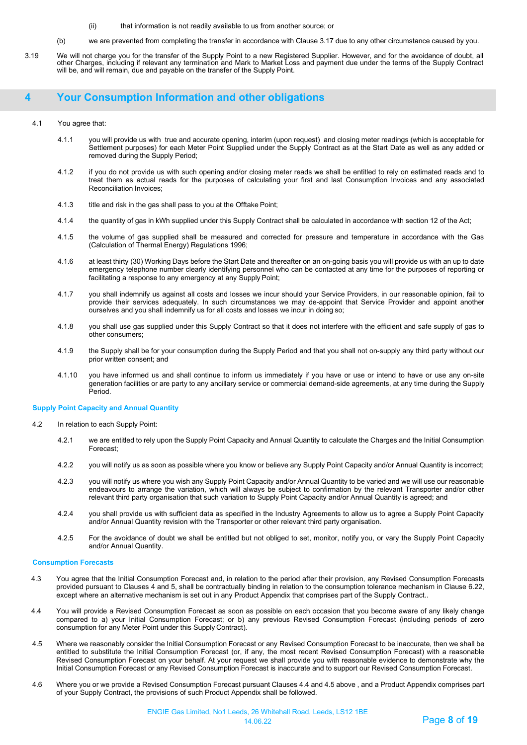(ii) that information is not readily available to us from another source; or

(b) we are prevented from completing the transfer in accordance with Clause 3.17 due to any other circumstance caused by you.

3.19 We will not charge you for the transfer of the Supply Point to a new Registered Supplier. However, and for the avoidance of doubt, all other Charges, including if relevant any termination and Mark to Market Loss and payment due under the terms of the Supply Contract will be, and will remain, due and payable on the transfer of the Supply Point.

## 4 Your Consumption Information and other obligations

4.1 You agree that:

4.1.1 you will provide us with true and accurate opening, interim (upon request) and closing meter readings (which is acceptable for Settlement purposes) for each Meter Point Supplied under the Supply Contract as at the Start Date as well as any added or removed during the Supply Period;

4.1.2 if you do not provide us with such opening and/or closing meter reads we shall be entitled to rely on estimated reads and to treat them as actual reads for the purposes of calculating your first and last Consumption Invoices and any associated Reconciliation Invoices;

4.1.3 title and risk in the gas shall pass to you at the Offtake Point;

4.1.4 the quantity of gas in kWh supplied under this Supply Contract shall be calculated in accordance with section 12 of the Act;

4.1.5 the volume of gas supplied shall be measured and corrected for pressure and temperature in accordance with the Gas (Calculation of Thermal Energy) Regulations 1996;

4.1.6 at least thirty (30) Working Days before the Start Date and thereafter on an on-going basis you will provide us with an up to date emergency telephone number clearly identifying personnel who can be contacted at any time for the purposes of reporting or facilitating a response to any emergency at any Supply Point;

4.1.7 you shall indemnify us against all costs and losses we incur should your Service Providers, in our reasonable opinion, fail to provide their services adequately. In such circumstances we may de-appoint that Service Provider and appoint another ourselves and you shall indemnify us for all costs and losses we incur in doing so;

4.1.8 you shall use gas supplied under this Supply Contract so that it does not interfere with the efficient and safe supply of gas to other consumers;

4.1.9 the Supply shall be for your consumption during the Supply Period and that you shall not on-supply any third party without our prior written consent; and

4.1.10 you have informed us and shall continue to inform us immediately if you have or use or intend to have or use any on-site generation facilities or are party to any ancillary service or commercial demand-side agreements, at any time during the Supply Period.

### Supply Point Capacity and Annual Quantity

4.2 In relation to each Supply Point:

4.2.1 we are entitled to rely upon the Supply Point Capacity and Annual Quantity to calculate the Charges and the Initial Consumption Forecast;

4.2.2 you will notify us as soon as possible where you know or believe any Supply Point Capacity and/or Annual Quantity is incorrect;

4.2.3 you will notify us where you wish any Supply Point Capacity and/or Annual Quantity to be varied and we will use our reasonable endeavours to arrange the variation, which will always be subject to confirmation by the relevant Transporter and/or other relevant third party organisation that such variation to Supply Point Capacity and/or Annual Quantity is agreed; and

4.2.4 you shall provide us with sufficient data as specified in the Industry Agreements to allow us to agree a Supply Point Capacity and/or Annual Quantity revision with the Transporter or other relevant third party organisation.

4.2.5 For the avoidance of doubt we shall be entitled but not obliged to set, monitor, notify you, or vary the Supply Point Capacity and/or Annual Quantity.

### Consumption Forecasts

4.3 You agree that the Initial Consumption Forecast and, in relation to the period after their provision, any Revised Consumption Forecasts provided pursuant to Clauses 4 and 5, shall be contractually binding in relation to the consumption tolerance mechanism in Clause 6.22, except where an alternative mechanism is set out in any Product Appendix that comprises part of the Supply Contract..

4.4 You will provide a Revised Consumption Forecast as soon as possible on each occasion that you become aware of any likely change compared to a) your Initial Consumption Forecast; or b) any previous Revised Consumption Forecast (including periods of zero consumption for any Meter Point under this Supply Contract).

4.5 Where we reasonably consider the Initial Consumption Forecast or any Revised Consumption Forecast to be inaccurate, then we shall be entitled to substitute the Initial Consumption Forecast (or, if any, the most recent Revised Consumption Forecast) with a reasonable Revised Consumption Forecast on your behalf. At your request we shall provide you with reasonable evidence to demonstrate why the Initial Consumption Forecast or any Revised Consumption Forecast is inaccurate and to support our Revised Consumption Forecast.

4.6 Where you or we provide a Revised Consumption Forecast pursuant Clauses 4.4 and 4.5 above , and a Product Appendix comprises part of your Supply Contract, the provisions of such Product Appendix shall be followed.

ENGIE Gas Limited, No1 Leeds, 26 Whitehall Road, Leeds, LS12 1BE
14.06.22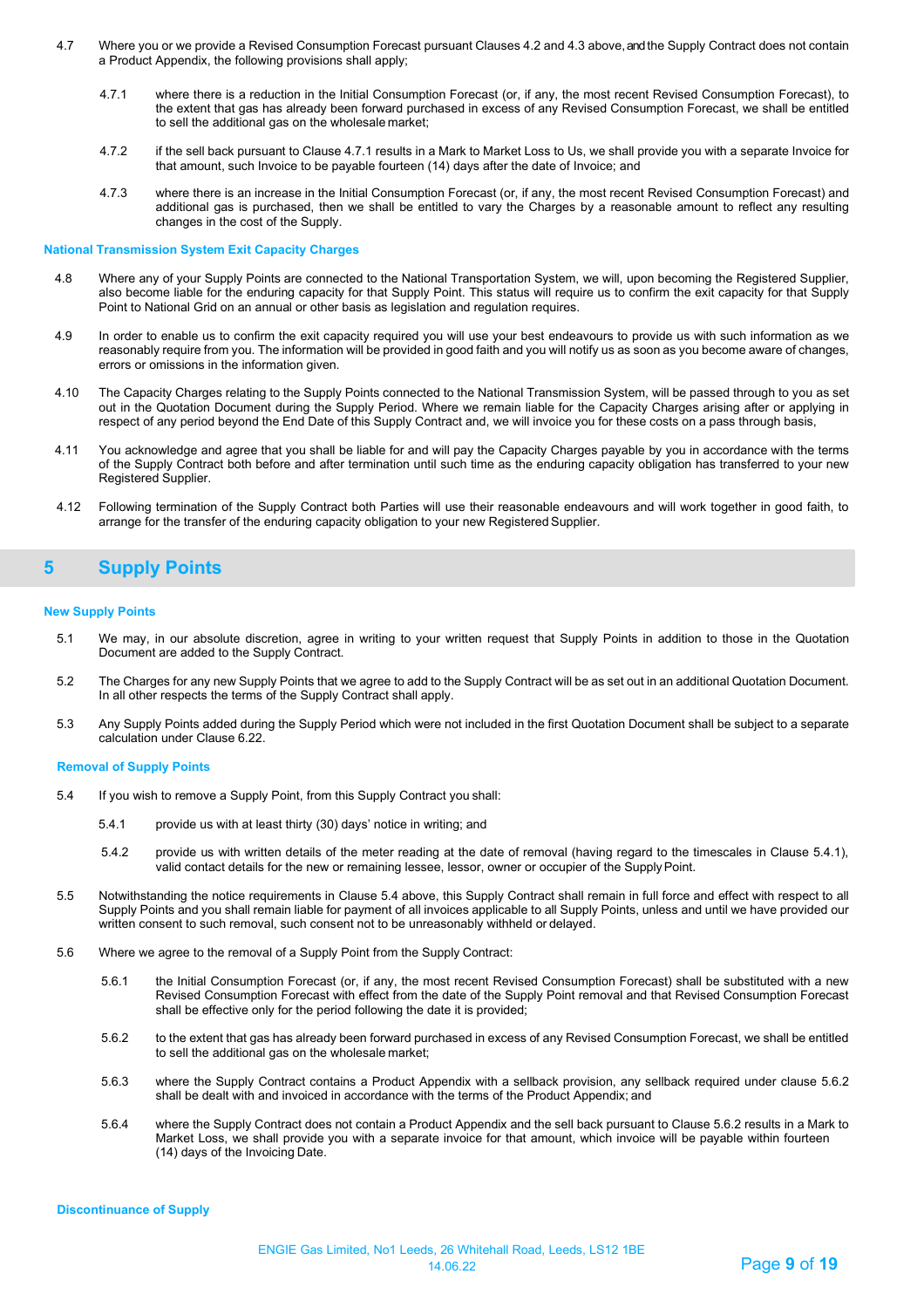4.7 Where you or we provide a Revised Consumption Forecast pursuant Clauses 4.2 and 4.3 above, and the Supply Contract does not contain a Product Appendix, the following provisions shall apply;

4.7.1 where there is a reduction in the Initial Consumption Forecast (or, if any, the most recent Revised Consumption Forecast), to the extent that gas has already been forward purchased in excess of any Revised Consumption Forecast, we shall be entitled to sell the additional gas on the wholesale market;

4.7.2 if the sell back pursuant to Clause 4.7.1 results in a Mark to Market Loss to Us, we shall provide you with a separate Invoice for that amount, such Invoice to be payable fourteen (14) days after the date of Invoice; and

4.7.3 where there is an increase in the Initial Consumption Forecast (or, if any, the most recent Revised Consumption Forecast) and additional gas is purchased, then we shall be entitled to vary the Charges by a reasonable amount to reflect any resulting changes in the cost of the Supply.

#### National Transmission System Exit Capacity Charges

4.8 Where any of your Supply Points are connected to the National Transportation System, we will, upon becoming the Registered Supplier, also become liable for the enduring capacity for that Supply Point. This status will require us to confirm the exit capacity for that Supply Point to National Grid on an annual or other basis as legislation and regulation requires.

4.9 In order to enable us to confirm the exit capacity required you will use your best endeavours to provide us with such information as we reasonably require from you. The information will be provided in good faith and you will notify us as soon as you become aware of changes, errors or omissions in the information given.

4.10 The Capacity Charges relating to the Supply Points connected to the National Transmission System, will be passed through to you as set out in the Quotation Document during the Supply Period. Where we remain liable for the Capacity Charges arising after or applying in respect of any period beyond the End Date of this Supply Contract and, we will invoice you for these costs on a pass through basis,

4.11 You acknowledge and agree that you shall be liable for and will pay the Capacity Charges payable by you in accordance with the terms of the Supply Contract both before and after termination until such time as the enduring capacity obligation has transferred to your new Registered Supplier.

4.12 Following termination of the Supply Contract both Parties will use their reasonable endeavours and will work together in good faith, to arrange for the transfer of the enduring capacity obligation to your new Registered Supplier.

## 5 Supply Points

#### New Supply Points

5.1 We may, in our absolute discretion, agree in writing to your written request that Supply Points in addition to those in the Quotation Document are added to the Supply Contract.

5.2 The Charges for any new Supply Points that we agree to add to the Supply Contract will be as set out in an additional Quotation Document. In all other respects the terms of the Supply Contract shall apply.

5.3 Any Supply Points added during the Supply Period which were not included in the first Quotation Document shall be subject to a separate calculation under Clause 6.22.

#### Removal of Supply Points

5.4 If you wish to remove a Supply Point, from this Supply Contract you shall:

5.4.1 provide us with at least thirty (30) days' notice in writing; and

5.4.2 provide us with written details of the meter reading at the date of removal (having regard to the timescales in Clause 5.4.1), valid contact details for the new or remaining lessee, lessor, owner or occupier of the Supply Point.

5.5 Notwithstanding the notice requirements in Clause 5.4 above, this Supply Contract shall remain in full force and effect with respect to all Supply Points and you shall remain liable for payment of all invoices applicable to all Supply Points, unless and until we have provided our written consent to such removal, such consent not to be unreasonably withheld or delayed.

5.6 Where we agree to the removal of a Supply Point from the Supply Contract:

5.6.1 the Initial Consumption Forecast (or, if any, the most recent Revised Consumption Forecast) shall be substituted with a new Revised Consumption Forecast with effect from the date of the Supply Point removal and that Revised Consumption Forecast shall be effective only for the period following the date it is provided;

5.6.2 to the extent that gas has already been forward purchased in excess of any Revised Consumption Forecast, we shall be entitled to sell the additional gas on the wholesale market;

5.6.3 where the Supply Contract contains a Product Appendix with a sellback provision, any sellback required under clause 5.6.2 shall be dealt with and invoiced in accordance with the terms of the Product Appendix; and

5.6.4 where the Supply Contract does not contain a Product Appendix and the sell back pursuant to Clause 5.6.2 results in a Mark to Market Loss, we shall provide you with a separate invoice for that amount, which invoice will be payable within fourteen (14) days of the Invoicing Date.

#### Discontinuance of Supply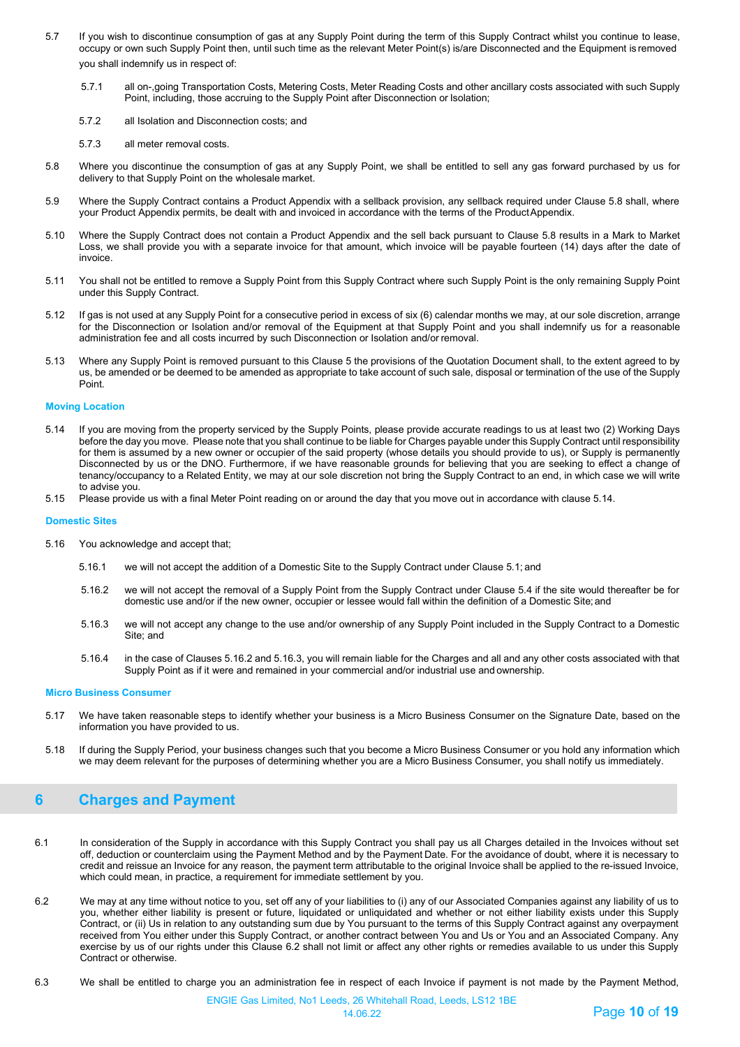5.7 If you wish to discontinue consumption of gas at any Supply Point during the term of this Supply Contract whilst you continue to lease, occupy or own such Supply Point then, until such time as the relevant Meter Point(s) is/are Disconnected and the Equipment is removed you shall indemnify us in respect of:

5.7.1 all on-,going Transportation Costs, Metering Costs, Meter Reading Costs and other ancillary costs associated with such Supply Point, including, those accruing to the Supply Point after Disconnection or Isolation;

5.7.2 all Isolation and Disconnection costs; and

5.7.3 all meter removal costs.

5.8 Where you discontinue the consumption of gas at any Supply Point, we shall be entitled to sell any gas forward purchased by us for delivery to that Supply Point on the wholesale market.

5.9 Where the Supply Contract contains a Product Appendix with a sellback provision, any sellback required under Clause 5.8 shall, where your Product Appendix permits, be dealt with and invoiced in accordance with the terms of the Product Appendix.

5.10 Where the Supply Contract does not contain a Product Appendix and the sell back pursuant to Clause 5.8 results in a Mark to Market Loss, we shall provide you with a separate invoice for that amount, which invoice will be payable fourteen (14) days after the date of invoice.

5.11 You shall not be entitled to remove a Supply Point from this Supply Contract where such Supply Point is the only remaining Supply Point under this Supply Contract.

5.12 If gas is not used at any Supply Point for a consecutive period in excess of six (6) calendar months we may, at our sole discretion, arrange for the Disconnection or Isolation and/or removal of the Equipment at that Supply Point and you shall indemnify us for a reasonable administration fee and all costs incurred by such Disconnection or Isolation and/or removal.

5.13 Where any Supply Point is removed pursuant to this Clause 5 the provisions of the Quotation Document shall, to the extent agreed to by us, be amended or be deemed to be amended as appropriate to take account of such sale, disposal or termination of the use of the Supply Point.

**Moving Location**

5.14 If you are moving from the property serviced by the Supply Points, please provide accurate readings to us at least two (2) Working Days before the day you move. Please note that you shall continue to be liable for Charges payable under this Supply Contract until responsibility for them is assumed by a new owner or occupier of the said property (whose details you should provide to us), or Supply is permanently Disconnected by us or the DNO. Furthermore, if we have reasonable grounds for believing that you are seeking to effect a change of tenancy/occupancy to a Related Entity, we may at our sole discretion not bring the Supply Contract to an end, in which case we will write to advise you.

5.15 Please provide us with a final Meter Point reading on or around the day that you move out in accordance with clause 5.14.

**Domestic Sites**

5.16 You acknowledge and accept that;

5.16.1 we will not accept the addition of a Domestic Site to the Supply Contract under Clause 5.1; and

5.16.2 we will not accept the removal of a Supply Point from the Supply Contract under Clause 5.4 if the site would thereafter be for domestic use and/or if the new owner, occupier or lessee would fall within the definition of a Domestic Site; and

5.16.3 we will not accept any change to the use and/or ownership of any Supply Point included in the Supply Contract to a Domestic Site; and

5.16.4 in the case of Clauses 5.16.2 and 5.16.3, you will remain liable for the Charges and all and any other costs associated with that Supply Point as if it were and remained in your commercial and/or industrial use and ownership.

**Micro Business Consumer**

5.17 We have taken reasonable steps to identify whether your business is a Micro Business Consumer on the Signature Date, based on the information you have provided to us.

5.18 If during the Supply Period, your business changes such that you become a Micro Business Consumer or you hold any information which we may deem relevant for the purposes of determining whether you are a Micro Business Consumer, you shall notify us immediately.

## 6 Charges and Payment

6.1 In consideration of the Supply in accordance with this Supply Contract you shall pay us all Charges detailed in the Invoices without set off, deduction or counterclaim using the Payment Method and by the Payment Date. For the avoidance of doubt, where it is necessary to credit and reissue an Invoice for any reason, the payment term attributable to the original Invoice shall be applied to the re-issued Invoice, which could mean, in practice, a requirement for immediate settlement by you.

6.2 We may at any time without notice to you, set off any of your liabilities to (i) any of our Associated Companies against any liability of us to you, whether either liability is present or future, liquidated or unliquidated and whether or not either liability exists under this Supply Contract, or (ii) Us in relation to any outstanding sum due by You pursuant to the terms of this Supply Contract against any overpayment received from You either under this Supply Contract, or another contract between You and Us or You and an Associated Company. Any exercise by us of our rights under this Clause 6.2 shall not limit or affect any other rights or remedies available to us under this Supply Contract or otherwise.

6.3 We shall be entitled to charge you an administration fee in respect of each Invoice if payment is not made by the Payment Method,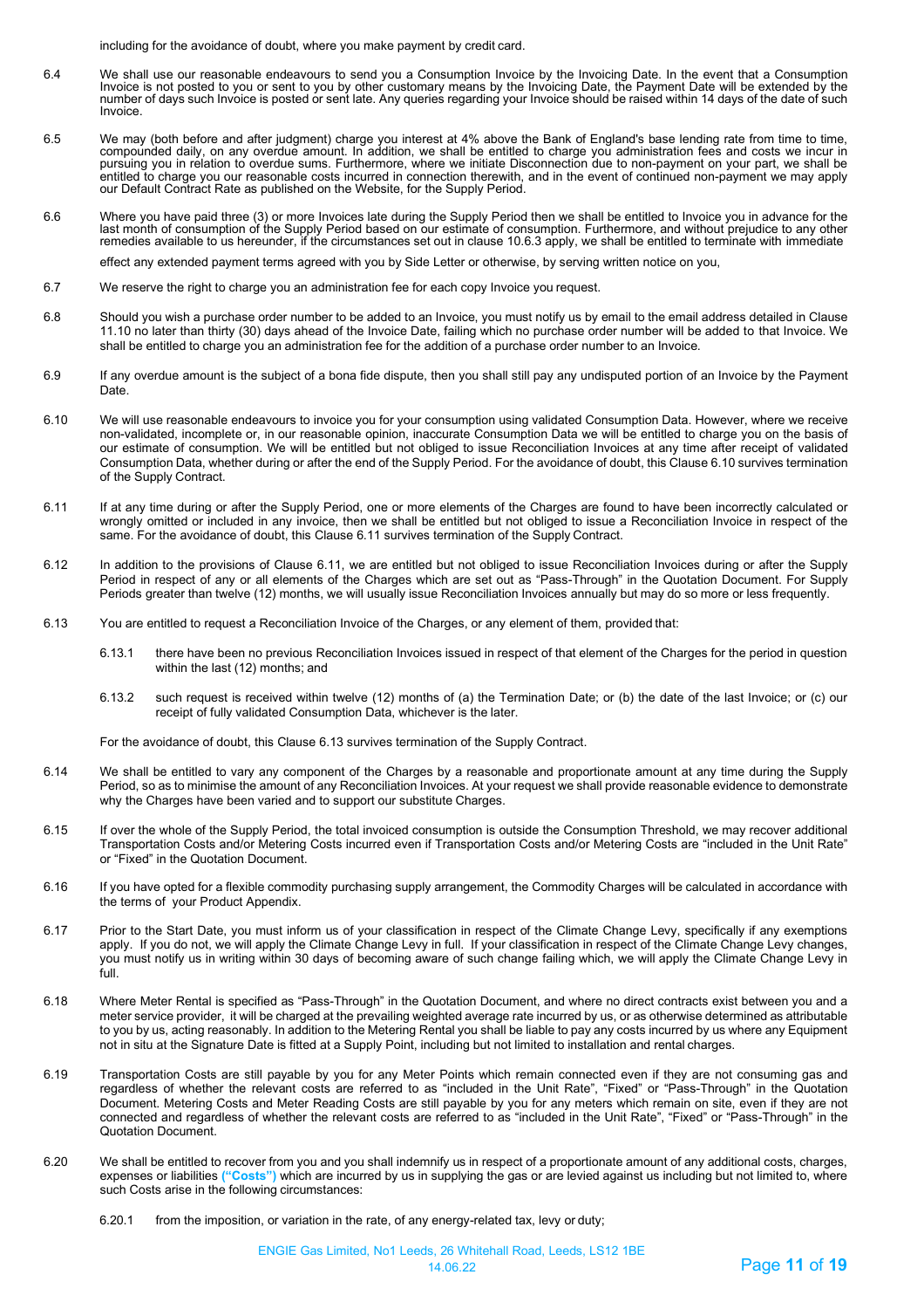including for the avoidance of doubt, where you make payment by credit card.

6.4 We shall use our reasonable endeavours to send you a Consumption Invoice by the Invoicing Date. In the event that a Consumption Invoice is not posted to you or sent to you by other customary means by the Invoicing Date, the Payment Date will be extended by the number of days such Invoice is posted or sent late. Any queries regarding your Invoice should be raised within 14 days of the date of such Invoice.

6.5 We may (both before and after judgment) charge you interest at 4% above the Bank of England's base lending rate from time to time, compounded daily, on any overdue amount. In addition, we shall be entitled to charge you administration fees and costs we incur in pursuing you in relation to overdue sums. Furthermore, where we initiate Disconnection due to non-payment on your part, we shall be entitled to charge you our reasonable costs incurred in connection therewith, and in the event of continued non-payment we may apply our Default Contract Rate as published on the Website, for the Supply Period.

6.6 Where you have paid three (3) or more Invoices late during the Supply Period then we shall be entitled to Invoice you in advance for the last month of consumption of the Supply Period based on our estimate of consumption. Furthermore, and without prejudice to any other remedies available to us hereunder, if the circumstances set out in clause 10.6.3 apply, we shall be entitled to terminate with immediate effect any extended payment terms agreed with you by Side Letter or otherwise, by serving written notice on you,

6.7 We reserve the right to charge you an administration fee for each copy Invoice you request.

6.8 Should you wish a purchase order number to be added to an Invoice, you must notify us by email to the email address detailed in Clause 11.10 no later than thirty (30) days ahead of the Invoice Date, failing which no purchase order number will be added to that Invoice. We shall be entitled to charge you an administration fee for the addition of a purchase order number to an Invoice.

6.9 If any overdue amount is the subject of a bona fide dispute, then you shall still pay any undisputed portion of an Invoice by the Payment Date.

6.10 We will use reasonable endeavours to invoice you for your consumption using validated Consumption Data. However, where we receive non-validated, incomplete or, in our reasonable opinion, inaccurate Consumption Data we will be entitled to charge you on the basis of our estimate of consumption. We will be entitled but not obliged to issue Reconciliation Invoices at any time after receipt of validated Consumption Data, whether during or after the end of the Supply Period. For the avoidance of doubt, this Clause 6.10 survives termination of the Supply Contract.

6.11 If at any time during or after the Supply Period, one or more elements of the Charges are found to have been incorrectly calculated or wrongly omitted or included in any invoice, then we shall be entitled but not obliged to issue a Reconciliation Invoice in respect of the same. For the avoidance of doubt, this Clause 6.11 survives termination of the Supply Contract.

6.12 In addition to the provisions of Clause 6.11, we are entitled but not obliged to issue Reconciliation Invoices during or after the Supply Period in respect of any or all elements of the Charges which are set out as "Pass-Through" in the Quotation Document. For Supply Periods greater than twelve (12) months, we will usually issue Reconciliation Invoices annually but may do so more or less frequently.

6.13 You are entitled to request a Reconciliation Invoice of the Charges, or any element of them, provided that:

6.13.1 there have been no previous Reconciliation Invoices issued in respect of that element of the Charges for the period in question within the last (12) months; and

6.13.2 such request is received within twelve (12) months of (a) the Termination Date; or (b) the date of the last Invoice; or (c) our receipt of fully validated Consumption Data, whichever is the later.

For the avoidance of doubt, this Clause 6.13 survives termination of the Supply Contract.

6.14 We shall be entitled to vary any component of the Charges by a reasonable and proportionate amount at any time during the Supply Period, so as to minimise the amount of any Reconciliation Invoices. At your request we shall provide reasonable evidence to demonstrate why the Charges have been varied and to support our substitute Charges.

6.15 If over the whole of the Supply Period, the total invoiced consumption is outside the Consumption Threshold, we may recover additional Transportation Costs and/or Metering Costs incurred even if Transportation Costs and/or Metering Costs are "included in the Unit Rate" or "Fixed" in the Quotation Document.

6.16 If you have opted for a flexible commodity purchasing supply arrangement, the Commodity Charges will be calculated in accordance with the terms of your Product Appendix.

6.17 Prior to the Start Date, you must inform us of your classification in respect of the Climate Change Levy, specifically if any exemptions apply. If you do not, we will apply the Climate Change Levy in full. If your classification in respect of the Climate Change Levy changes, you must notify us in writing within 30 days of becoming aware of such change failing which, we will apply the Climate Change Levy in full.

6.18 Where Meter Rental is specified as "Pass-Through" in the Quotation Document, and where no direct contracts exist between you and a meter service provider, it will be charged at the prevailing weighted average rate incurred by us, or as otherwise determined as attributable to you by us, acting reasonably. In addition to the Metering Rental you shall be liable to pay any costs incurred by us where any Equipment not in situ at the Signature Date is fitted at a Supply Point, including but not limited to installation and rental charges.

6.19 Transportation Costs are still payable by you for any Meter Points which remain connected even if they are not consuming gas and regardless of whether the relevant costs are referred to as "included in the Unit Rate", "Fixed" or "Pass-Through" in the Quotation Document. Metering Costs and Meter Reading Costs are still payable by you for any meters which remain on site, even if they are not connected and regardless of whether the relevant costs are referred to as "included in the Unit Rate", "Fixed" or "Pass-Through" in the Quotation Document.

6.20 We shall be entitled to recover from you and you shall indemnify us in respect of a proportionate amount of any additional costs, charges, expenses or liabilities **("Costs")** which are incurred by us in supplying the gas or are levied against us including but not limited to, where such Costs arise in the following circumstances:

6.20.1 from the imposition, or variation in the rate, of any energy-related tax, levy or duty;

ENGIE Gas Limited, No1 Leeds, 26 Whitehall Road, Leeds, LS12 1BE
14.06.22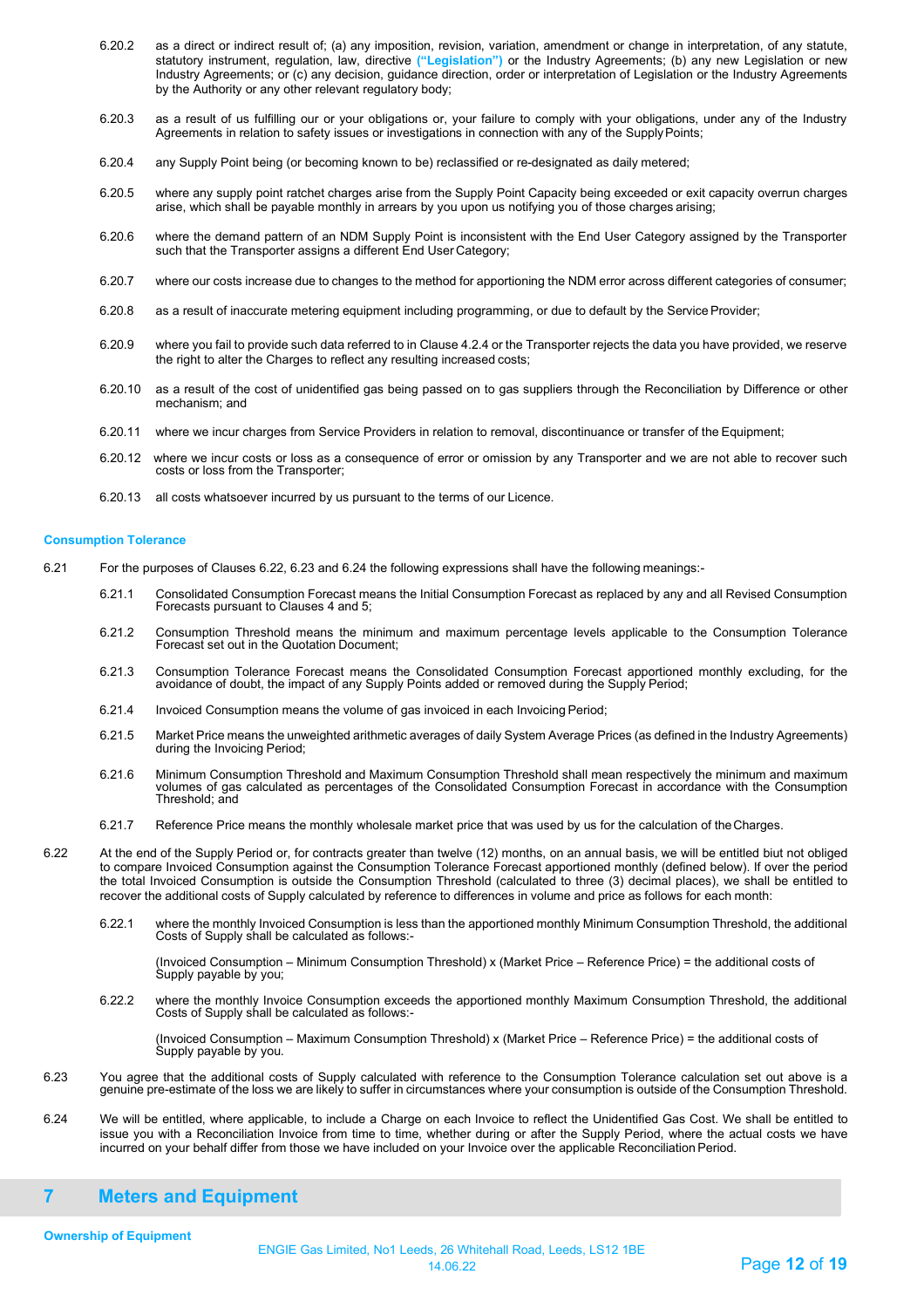6.20.2 as a direct or indirect result of; (a) any imposition, revision, variation, amendment or change in interpretation, of any statute, statutory instrument, regulation, law, directive **("Legislation")** or the Industry Agreements; (b) any new Legislation or new Industry Agreements; or (c) any decision, guidance direction, order or interpretation of Legislation or the Industry Agreements by the Authority or any other relevant regulatory body;

6.20.3 as a result of us fulfilling our or your obligations or, your failure to comply with your obligations, under any of the Industry Agreements in relation to safety issues or investigations in connection with any of the Supply Points;

6.20.4 any Supply Point being (or becoming known to be) reclassified or re-designated as daily metered;

6.20.5 where any supply point ratchet charges arise from the Supply Point Capacity being exceeded or exit capacity overrun charges arise, which shall be payable monthly in arrears by you upon us notifying you of those charges arising;

6.20.6 where the demand pattern of an NDM Supply Point is inconsistent with the End User Category assigned by the Transporter such that the Transporter assigns a different End User Category;

6.20.7 where our costs increase due to changes to the method for apportioning the NDM error across different categories of consumer;

6.20.8 as a result of inaccurate metering equipment including programming, or due to default by the Service Provider;

6.20.9 where you fail to provide such data referred to in Clause 4.2.4 or the Transporter rejects the data you have provided, we reserve the right to alter the Charges to reflect any resulting increased costs;

6.20.10 as a result of the cost of unidentified gas being passed on to gas suppliers through the Reconciliation by Difference or other mechanism; and

6.20.11 where we incur charges from Service Providers in relation to removal, discontinuance or transfer of the Equipment;

6.20.12 where we incur costs or loss as a consequence of error or omission by any Transporter and we are not able to recover such costs or loss from the Transporter;

6.20.13 all costs whatsoever incurred by us pursuant to the terms of our Licence.

**Consumption Tolerance**

6.21 For the purposes of Clauses 6.22, 6.23 and 6.24 the following expressions shall have the following meanings:-

6.21.1 Consolidated Consumption Forecast means the Initial Consumption Forecast as replaced by any and all Revised Consumption Forecasts pursuant to Clauses 4 and 5;

6.21.2 Consumption Threshold means the minimum and maximum percentage levels applicable to the Consumption Tolerance Forecast set out in the Quotation Document;

6.21.3 Consumption Tolerance Forecast means the Consolidated Consumption Forecast apportioned monthly excluding, for the avoidance of doubt, the impact of any Supply Points added or removed during the Supply Period;

6.21.4 Invoiced Consumption means the volume of gas invoiced in each Invoicing Period;

6.21.5 Market Price means the unweighted arithmetic averages of daily System Average Prices (as defined in the Industry Agreements) during the Invoicing Period;

6.21.6 Minimum Consumption Threshold and Maximum Consumption Threshold shall mean respectively the minimum and maximum volumes of gas calculated as percentages of the Consolidated Consumption Forecast in accordance with the Consumption Threshold; and

6.21.7 Reference Price means the monthly wholesale market price that was used by us for the calculation of the Charges.

6.22 At the end of the Supply Period or, for contracts greater than twelve (12) months, on an annual basis, we will be entitled biut not obliged to compare Invoiced Consumption against the Consumption Tolerance Forecast apportioned monthly (defined below). If over the period the total Invoiced Consumption is outside the Consumption Threshold (calculated to three (3) decimal places), we shall be entitled to recover the additional costs of Supply calculated by reference to differences in volume and price as follows for each month:

6.22.1 where the monthly Invoiced Consumption is less than the apportioned monthly Minimum Consumption Threshold, the additional Costs of Supply shall be calculated as follows:-

(Invoiced Consumption – Minimum Consumption Threshold) x (Market Price – Reference Price) = the additional costs of Supply payable by you;

6.22.2 where the monthly Invoice Consumption exceeds the apportioned monthly Maximum Consumption Threshold, the additional Costs of Supply shall be calculated as follows:-

(Invoiced Consumption – Maximum Consumption Threshold) x (Market Price – Reference Price) = the additional costs of Supply payable by you.

6.23 You agree that the additional costs of Supply calculated with reference to the Consumption Tolerance calculation set out above is a genuine pre-estimate of the loss we are likely to suffer in circumstances where your consumption is outside of the Consumption Threshold.

6.24 We will be entitled, where applicable, to include a Charge on each Invoice to reflect the Unidentified Gas Cost. We shall be entitled to issue you with a Reconciliation Invoice from time to time, whether during or after the Supply Period, where the actual costs we have incurred on your behalf differ from those we have included on your Invoice over the applicable Reconciliation Period.

## 7 Meters and Equipment

**Ownership of Equipment**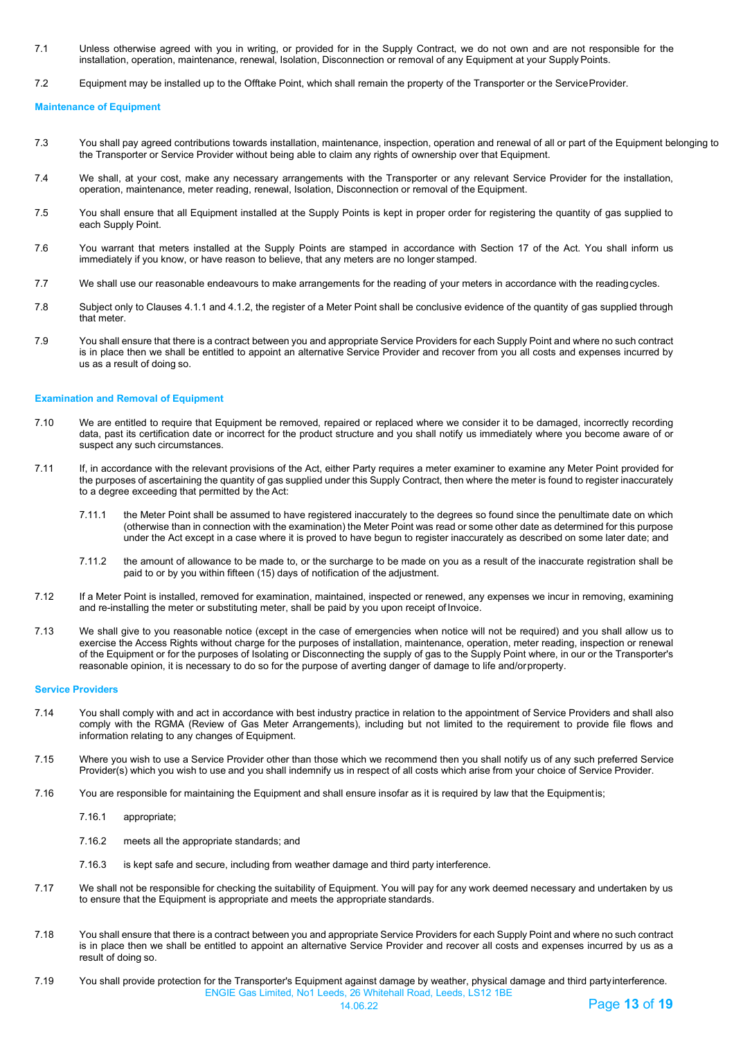7.1 Unless otherwise agreed with you in writing, or provided for in the Supply Contract, we do not own and are not responsible for the installation, operation, maintenance, renewal, Isolation, Disconnection or removal of any Equipment at your Supply Points.

7.2 Equipment may be installed up to the Offtake Point, which shall remain the property of the Transporter or the Service Provider.

**Maintenance of Equipment**

7.3 You shall pay agreed contributions towards installation, maintenance, inspection, operation and renewal of all or part of the Equipment belonging to the Transporter or Service Provider without being able to claim any rights of ownership over that Equipment.

7.4 We shall, at your cost, make any necessary arrangements with the Transporter or any relevant Service Provider for the installation, operation, maintenance, meter reading, renewal, Isolation, Disconnection or removal of the Equipment.

7.5 You shall ensure that all Equipment installed at the Supply Points is kept in proper order for registering the quantity of gas supplied to each Supply Point.

7.6 You warrant that meters installed at the Supply Points are stamped in accordance with Section 17 of the Act. You shall inform us immediately if you know, or have reason to believe, that any meters are no longer stamped.

7.7 We shall use our reasonable endeavours to make arrangements for the reading of your meters in accordance with the reading cycles.

7.8 Subject only to Clauses 4.1.1 and 4.1.2, the register of a Meter Point shall be conclusive evidence of the quantity of gas supplied through that meter.

7.9 You shall ensure that there is a contract between you and appropriate Service Providers for each Supply Point and where no such contract is in place then we shall be entitled to appoint an alternative Service Provider and recover from you all costs and expenses incurred by us as a result of doing so.

**Examination and Removal of Equipment**

7.10 We are entitled to require that Equipment be removed, repaired or replaced where we consider it to be damaged, incorrectly recording data, past its certification date or incorrect for the product structure and you shall notify us immediately where you become aware of or suspect any such circumstances.

7.11 If, in accordance with the relevant provisions of the Act, either Party requires a meter examiner to examine any Meter Point provided for the purposes of ascertaining the quantity of gas supplied under this Supply Contract, then where the meter is found to register inaccurately to a degree exceeding that permitted by the Act:

7.11.1 the Meter Point shall be assumed to have registered inaccurately to the degrees so found since the penultimate date on which (otherwise than in connection with the examination) the Meter Point was read or some other date as determined for this purpose under the Act except in a case where it is proved to have begun to register inaccurately as described on some later date; and

7.11.2 the amount of allowance to be made to, or the surcharge to be made on you as a result of the inaccurate registration shall be paid to or by you within fifteen (15) days of notification of the adjustment.

7.12 If a Meter Point is installed, removed for examination, maintained, inspected or renewed, any expenses we incur in removing, examining and re-installing the meter or substituting meter, shall be paid by you upon receipt of Invoice.

7.13 We shall give to you reasonable notice (except in the case of emergencies when notice will not be required) and you shall allow us to exercise the Access Rights without charge for the purposes of installation, maintenance, operation, meter reading, inspection or renewal of the Equipment or for the purposes of Isolating or Disconnecting the supply of gas to the Supply Point where, in our or the Transporter's reasonable opinion, it is necessary to do so for the purpose of averting danger of damage to life and/or property.

**Service Providers**

7.14 You shall comply with and act in accordance with best industry practice in relation to the appointment of Service Providers and shall also comply with the RGMA (Review of Gas Meter Arrangements), including but not limited to the requirement to provide file flows and information relating to any changes of Equipment.

7.15 Where you wish to use a Service Provider other than those which we recommend then you shall notify us of any such preferred Service Provider(s) which you wish to use and you shall indemnify us in respect of all costs which arise from your choice of Service Provider.

7.16 You are responsible for maintaining the Equipment and shall ensure insofar as it is required by law that the Equipment is;

7.16.1 appropriate;

7.16.2 meets all the appropriate standards; and

7.16.3 is kept safe and secure, including from weather damage and third party interference.

7.17 We shall not be responsible for checking the suitability of Equipment. You will pay for any work deemed necessary and undertaken by us to ensure that the Equipment is appropriate and meets the appropriate standards.

7.18 You shall ensure that there is a contract between you and appropriate Service Providers for each Supply Point and where no such contract is in place then we shall be entitled to appoint an alternative Service Provider and recover all costs and expenses incurred by us as a result of doing so.

7.19 You shall provide protection for the Transporter's Equipment against damage by weather, physical damage and third party interference.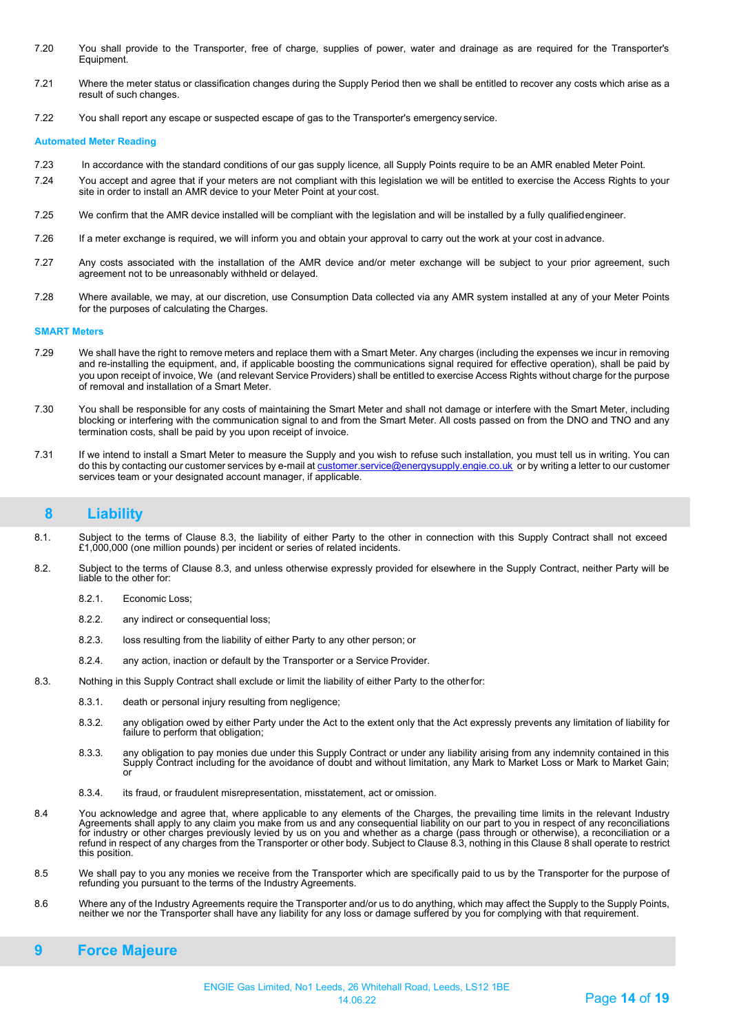7.20 You shall provide to the Transporter, free of charge, supplies of power, water and drainage as are required for the Transporter's Equipment.

7.21 Where the meter status or classification changes during the Supply Period then we shall be entitled to recover any costs which arise as a result of such changes.

7.22 You shall report any escape or suspected escape of gas to the Transporter's emergency service.

**Automated Meter Reading**

7.23 In accordance with the standard conditions of our gas supply licence, all Supply Points require to be an AMR enabled Meter Point.

7.24 You accept and agree that if your meters are not compliant with this legislation we will be entitled to exercise the Access Rights to your site in order to install an AMR device to your Meter Point at your cost.

7.25 We confirm that the AMR device installed will be compliant with the legislation and will be installed by a fully qualified engineer.

7.26 If a meter exchange is required, we will inform you and obtain your approval to carry out the work at your cost in advance.

7.27 Any costs associated with the installation of the AMR device and/or meter exchange will be subject to your prior agreement, such agreement not to be unreasonably withheld or delayed.

7.28 Where available, we may, at our discretion, use Consumption Data collected via any AMR system installed at any of your Meter Points for the purposes of calculating the Charges.

**SMART Meters**

7.29 We shall have the right to remove meters and replace them with a Smart Meter. Any charges (including the expenses we incur in removing and re-installing the equipment, and, if applicable boosting the communications signal required for effective operation), shall be paid by you upon receipt of invoice, We (and relevant Service Providers) shall be entitled to exercise Access Rights without charge for the purpose of removal and installation of a Smart Meter.

7.30 You shall be responsible for any costs of maintaining the Smart Meter and shall not damage or interfere with the Smart Meter, including blocking or interfering with the communication signal to and from the Smart Meter. All costs passed on from the DNO and TNO and any termination costs, shall be paid by you upon receipt of invoice.

7.31 If we intend to install a Smart Meter to measure the Supply and you wish to refuse such installation, you must tell us in writing. You can do this by contacting our customer services by e-mail at customer.service@energysupply.engie.co.uk or by writing a letter to our customer services team or your designated account manager, if applicable.

## 8 Liability

8.1. Subject to the terms of Clause 8.3, the liability of either Party to the other in connection with this Supply Contract shall not exceed £1,000,000 (one million pounds) per incident or series of related incidents.

8.2. Subject to the terms of Clause 8.3, and unless otherwise expressly provided for elsewhere in the Supply Contract, neither Party will be liable to the other for:

- 8.2.1. Economic Loss;
- 8.2.2. any indirect or consequential loss;
- 8.2.3. loss resulting from the liability of either Party to any other person; or
- 8.2.4. any action, inaction or default by the Transporter or a Service Provider.

8.3. Nothing in this Supply Contract shall exclude or limit the liability of either Party to the other for:

- 8.3.1. death or personal injury resulting from negligence;
- 8.3.2. any obligation owed by either Party under the Act to the extent only that the Act expressly prevents any limitation of liability for failure to perform that obligation;
- 8.3.3. any obligation to pay monies due under this Supply Contract or under any liability arising from any indemnity contained in this Supply Contract including for the avoidance of doubt and without limitation, any Mark to Market Loss or Mark to Market Gain; or
- 8.3.4. its fraud, or fraudulent misrepresentation, misstatement, act or omission.

8.4 You acknowledge and agree that, where applicable to any elements of the Charges, the prevailing time limits in the relevant Industry Agreements shall apply to any claim you make from us and any consequential liability on our part to you in respect of any reconciliations for industry or other charges previously levied by us on you and whether as a charge (pass through or otherwise), a reconciliation or a refund in respect of any charges from the Transporter or other body. Subject to Clause 8.3, nothing in this Clause 8 shall operate to restrict this position.

8.5 We shall pay to you any monies we receive from the Transporter which are specifically paid to us by the Transporter for the purpose of refunding you pursuant to the terms of the Industry Agreements.

8.6 Where any of the Industry Agreements require the Transporter and/or us to do anything, which may affect the Supply to the Supply Points, neither we nor the Transporter shall have any liability for any loss or damage suffered by you for complying with that requirement.

## 9 Force Majeure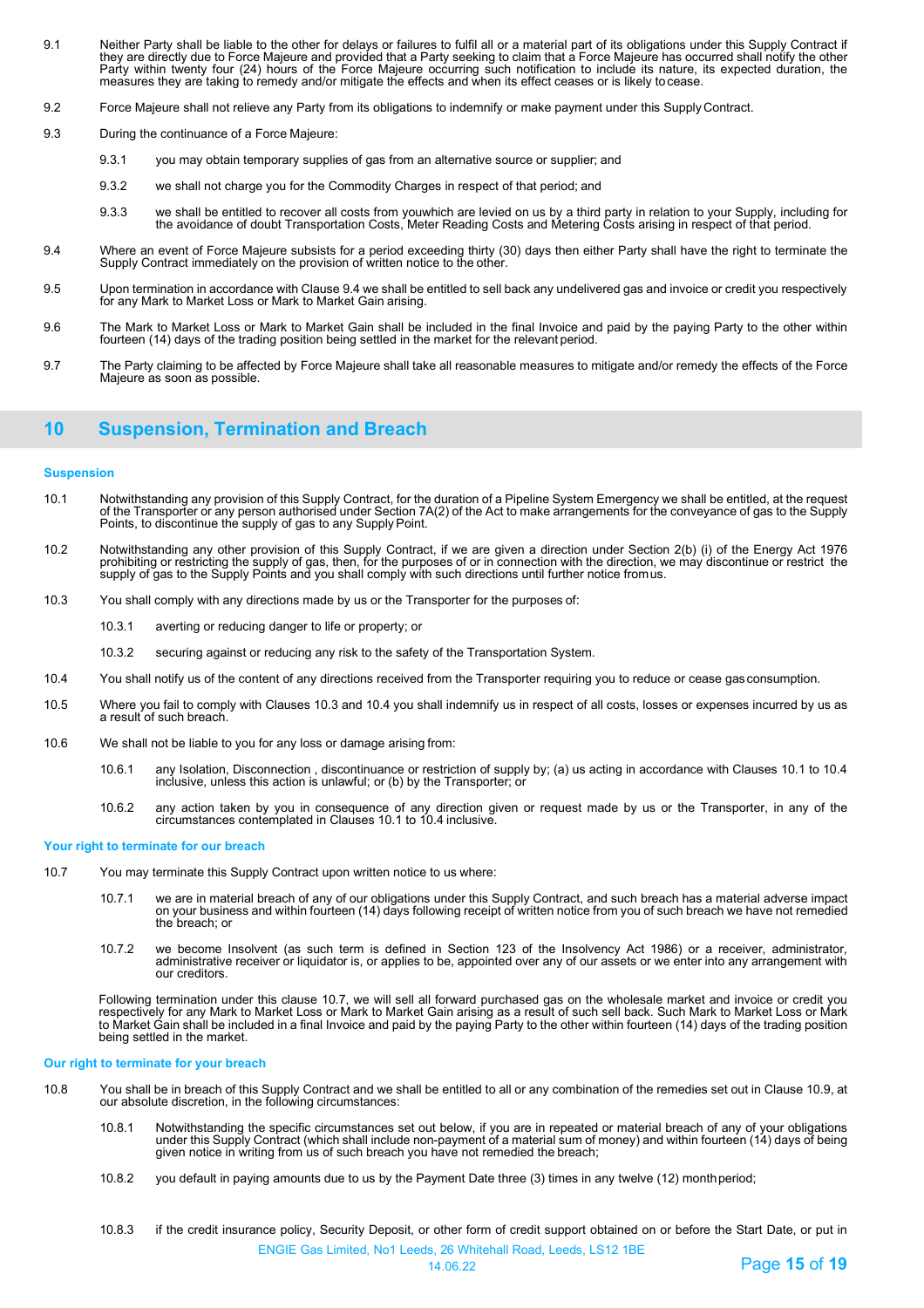9.1 Neither Party shall be liable to the other for delays or failures to fulfil all or a material part of its obligations under this Supply Contract if they are directly due to Force Majeure and provided that a Party seeking to claim that a Force Majeure has occurred shall notify the other Party within twenty four (24) hours of the Force Majeure occurring such notification to include its nature, its expected duration, the measures they are taking to remedy and/or mitigate the effects and when its effect ceases or is likely to cease.

9.2 Force Majeure shall not relieve any Party from its obligations to indemnify or make payment under this Supply Contract.

9.3 During the continuance of a Force Majeure:

9.3.1 you may obtain temporary supplies of gas from an alternative source or supplier; and

9.3.2 we shall not charge you for the Commodity Charges in respect of that period; and

9.3.3 we shall be entitled to recover all costs from youwhich are levied on us by a third party in relation to your Supply, including for the avoidance of doubt Transportation Costs, Meter Reading Costs and Metering Costs arising in respect of that period.

9.4 Where an event of Force Majeure subsists for a period exceeding thirty (30) days then either Party shall have the right to terminate the Supply Contract immediately on the provision of written notice to the other.

9.5 Upon termination in accordance with Clause 9.4 we shall be entitled to sell back any undelivered gas and invoice or credit you respectively for any Mark to Market Loss or Mark to Market Gain arising.

9.6 The Mark to Market Loss or Mark to Market Gain shall be included in the final Invoice and paid by the paying Party to the other within fourteen (14) days of the trading position being settled in the market for the relevant period.

9.7 The Party claiming to be affected by Force Majeure shall take all reasonable measures to mitigate and/or remedy the effects of the Force Majeure as soon as possible.

## 10 Suspension, Termination and Breach

### Suspension

10.1 Notwithstanding any provision of this Supply Contract, for the duration of a Pipeline System Emergency we shall be entitled, at the request of the Transporter or any person authorised under Section 7A(2) of the Act to make arrangements for the conveyance of gas to the Supply Points, to discontinue the supply of gas to any Supply Point.

10.2 Notwithstanding any other provision of this Supply Contract, if we are given a direction under Section 2(b) (i) of the Energy Act 1976 prohibiting or restricting the supply of gas, then, for the purposes of or in connection with the direction, we may discontinue or restrict the supply of gas to the Supply Points and you shall comply with such directions until further notice from us.

10.3 You shall comply with any directions made by us or the Transporter for the purposes of:

10.3.1 averting or reducing danger to life or property; or

10.3.2 securing against or reducing any risk to the safety of the Transportation System.

10.4 You shall notify us of the content of any directions received from the Transporter requiring you to reduce or cease gas consumption.

10.5 Where you fail to comply with Clauses 10.3 and 10.4 you shall indemnify us in respect of all costs, losses or expenses incurred by us as a result of such breach.

10.6 We shall not be liable to you for any loss or damage arising from:

10.6.1 any Isolation, Disconnection , discontinuance or restriction of supply by; (a) us acting in accordance with Clauses 10.1 to 10.4 inclusive, unless this action is unlawful; or (b) by the Transporter; or

10.6.2 any action taken by you in consequence of any direction given or request made by us or the Transporter, in any of the circumstances contemplated in Clauses 10.1 to 10.4 inclusive.

### Your right to terminate for our breach

10.7 You may terminate this Supply Contract upon written notice to us where:

10.7.1 we are in material breach of any of our obligations under this Supply Contract, and such breach has a material adverse impact on your business and within fourteen (14) days following receipt of written notice from you of such breach we have not remedied the breach; or

10.7.2 we become Insolvent (as such term is defined in Section 123 of the Insolvency Act 1986) or a receiver, administrator, administrative receiver or liquidator is, or applies to be, appointed over any of our assets or we enter into any arrangement with our creditors.

Following termination under this clause 10.7, we will sell all forward purchased gas on the wholesale market and invoice or credit you respectively for any Mark to Market Loss or Mark to Market Gain arising as a result of such sell back. Such Mark to Market Loss or Mark to Market Gain shall be included in a final Invoice and paid by the paying Party to the other within fourteen (14) days of the trading position being settled in the market.

### Our right to terminate for your breach

10.8 You shall be in breach of this Supply Contract and we shall be entitled to all or any combination of the remedies set out in Clause 10.9, at our absolute discretion, in the following circumstances:

10.8.1 Notwithstanding the specific circumstances set out below, if you are in repeated or material breach of any of your obligations under this Supply Contract (which shall include non-payment of a material sum of money) and within fourteen (14) days of being given notice in writing from us of such breach you have not remedied the breach;

10.8.2 you default in paying amounts due to us by the Payment Date three (3) times in any twelve (12) month period;

10.8.3 if the credit insurance policy, Security Deposit, or other form of credit support obtained on or before the Start Date, or put in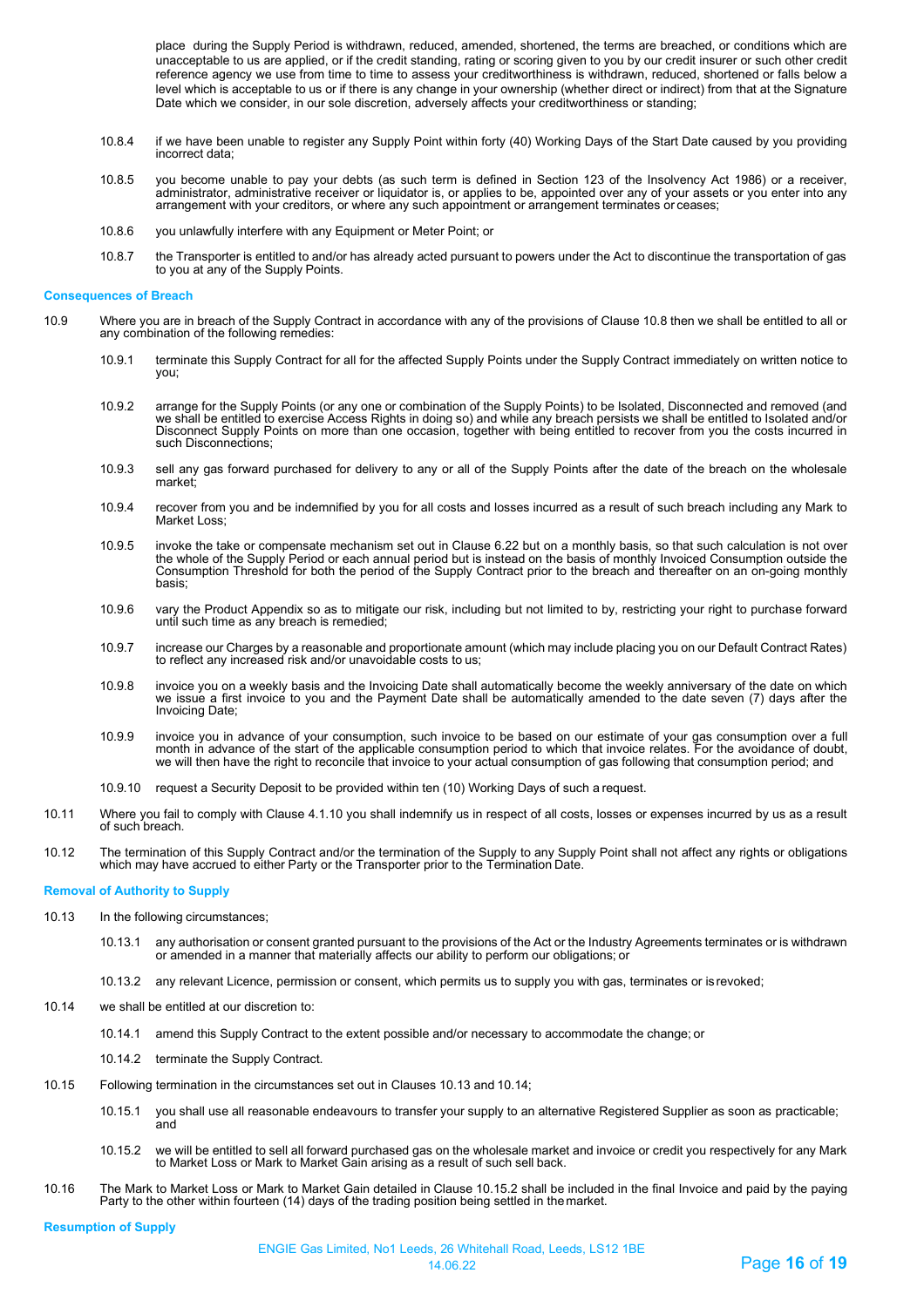place during the Supply Period is withdrawn, reduced, amended, shortened, the terms are breached, or conditions which are unacceptable to us are applied, or if the credit standing, rating or scoring given to you by our credit insurer or such other credit reference agency we use from time to time to assess your creditworthiness is withdrawn, reduced, shortened or falls below a level which is acceptable to us or if there is any change in your ownership (whether direct or indirect) from that at the Signature Date which we consider, in our sole discretion, adversely affects your creditworthiness or standing;

10.8.4 if we have been unable to register any Supply Point within forty (40) Working Days of the Start Date caused by you providing incorrect data;

10.8.5 you become unable to pay your debts (as such term is defined in Section 123 of the Insolvency Act 1986) or a receiver, administrator, administrative receiver or liquidator is, or applies to be, appointed over any of your assets or you enter into any arrangement with your creditors, or where any such appointment or arrangement terminates or ceases;

10.8.6 you unlawfully interfere with any Equipment or Meter Point; or

10.8.7 the Transporter is entitled to and/or has already acted pursuant to powers under the Act to discontinue the transportation of gas to you at any of the Supply Points.

#### Consequences of Breach

10.9 Where you are in breach of the Supply Contract in accordance with any of the provisions of Clause 10.8 then we shall be entitled to all or any combination of the following remedies:

10.9.1 terminate this Supply Contract for all for the affected Supply Points under the Supply Contract immediately on written notice to you;

10.9.2 arrange for the Supply Points (or any one or combination of the Supply Points) to be Isolated, Disconnected and removed (and we shall be entitled to exercise Access Rights in doing so) and while any breach persists we shall be entitled to Isolated and/or Disconnect Supply Points on more than one occasion, together with being entitled to recover from you the costs incurred in such Disconnections;

10.9.3 sell any gas forward purchased for delivery to any or all of the Supply Points after the date of the breach on the wholesale market;

10.9.4 recover from you and be indemnified by you for all costs and losses incurred as a result of such breach including any Mark to Market Loss;

10.9.5 invoke the take or compensate mechanism set out in Clause 6.22 but on a monthly basis, so that such calculation is not over the whole of the Supply Period or each annual period but is instead on the basis of monthly Invoiced Consumption outside the Consumption Threshold for both the period of the Supply Contract prior to the breach and thereafter on an on-going monthly basis;

10.9.6 vary the Product Appendix so as to mitigate our risk, including but not limited to by, restricting your right to purchase forward until such time as any breach is remedied;

10.9.7 increase our Charges by a reasonable and proportionate amount (which may include placing you on our Default Contract Rates) to reflect any increased risk and/or unavoidable costs to us;

10.9.8 invoice you on a weekly basis and the Invoicing Date shall automatically become the weekly anniversary of the date on which we issue a first invoice to you and the Payment Date shall be automatically amended to the date seven (7) days after the Invoicing Date;

10.9.9 invoice you in advance of your consumption, such invoice to be based on our estimate of your gas consumption over a full month in advance of the start of the applicable consumption period to which that invoice relates. For the avoidance of doubt, we will then have the right to reconcile that invoice to your actual consumption of gas following that consumption period; and

10.9.10 request a Security Deposit to be provided within ten (10) Working Days of such a request.

10.11 Where you fail to comply with Clause 4.1.10 you shall indemnify us in respect of all costs, losses or expenses incurred by us as a result of such breach.

10.12 The termination of this Supply Contract and/or the termination of the Supply to any Supply Point shall not affect any rights or obligations which may have accrued to either Party or the Transporter prior to the Termination Date.

#### Removal of Authority to Supply

10.13 In the following circumstances;

10.13.1 any authorisation or consent granted pursuant to the provisions of the Act or the Industry Agreements terminates or is withdrawn or amended in a manner that materially affects our ability to perform our obligations; or

10.13.2 any relevant Licence, permission or consent, which permits us to supply you with gas, terminates or is revoked;

10.14 we shall be entitled at our discretion to:

10.14.1 amend this Supply Contract to the extent possible and/or necessary to accommodate the change; or

10.14.2 terminate the Supply Contract.

10.15 Following termination in the circumstances set out in Clauses 10.13 and 10.14;

10.15.1 you shall use all reasonable endeavours to transfer your supply to an alternative Registered Supplier as soon as practicable; and

10.15.2 we will be entitled to sell all forward purchased gas on the wholesale market and invoice or credit you respectively for any Mark to Market Loss or Mark to Market Gain arising as a result of such sell back.

10.16 The Mark to Market Loss or Mark to Market Gain detailed in Clause 10.15.2 shall be included in the final Invoice and paid by the paying Party to the other within fourteen (14) days of the trading position being settled in the market.

#### Resumption of Supply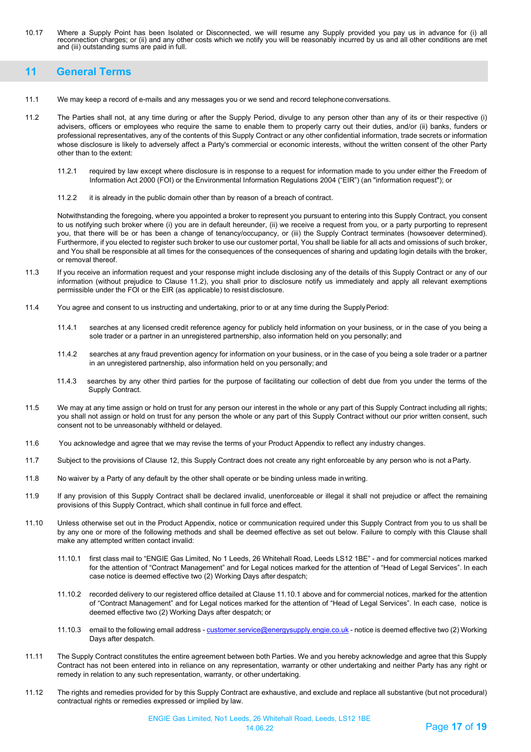10.17 Where a Supply Point has been Isolated or Disconnected, we will resume any Supply provided you pay us in advance for (i) all reconnection charges; or (ii) and any other costs which we notify you will be reasonably incurred by us and all other conditions are met and (iii) outstanding sums are paid in full.

## 11 General Terms

11.1 We may keep a record of e-mails and any messages you or we send and record telephone conversations.

11.2 The Parties shall not, at any time during or after the Supply Period, divulge to any person other than any of its or their respective (i) advisers, officers or employees who require the same to enable them to properly carry out their duties, and/or (ii) banks, funders or professional representatives, any of the contents of this Supply Contract or any other confidential information, trade secrets or information whose disclosure is likely to adversely affect a Party's commercial or economic interests, without the written consent of the other Party other than to the extent:

11.2.1 required by law except where disclosure is in response to a request for information made to you under either the Freedom of Information Act 2000 (FOI) or the Environmental Information Regulations 2004 ("EIR") (an "information request"); or

11.2.2 it is already in the public domain other than by reason of a breach of contract.

Notwithstanding the foregoing, where you appointed a broker to represent you pursuant to entering into this Supply Contract, you consent to us notifying such broker where (i) you are in default hereunder, (ii) we receive a request from you, or a party purporting to represent you, that there will be or has been a change of tenancy/occupancy, or (iii) the Supply Contract terminates (howsoever determined). Furthermore, if you elected to register such broker to use our customer portal, You shall be liable for all acts and omissions of such broker, and You shall be responsible at all times for the consequences of the consequences of sharing and updating login details with the broker, or removal thereof.

11.3 If you receive an information request and your response might include disclosing any of the details of this Supply Contract or any of our information (without prejudice to Clause 11.2), you shall prior to disclosure notify us immediately and apply all relevant exemptions permissible under the FOI or the EIR (as applicable) to resist disclosure.

11.4 You agree and consent to us instructing and undertaking, prior to or at any time during the Supply Period:

11.4.1 searches at any licensed credit reference agency for publicly held information on your business, or in the case of you being a sole trader or a partner in an unregistered partnership, also information held on you personally; and

11.4.2 searches at any fraud prevention agency for information on your business, or in the case of you being a sole trader or a partner in an unregistered partnership, also information held on you personally; and

11.4.3 searches by any other third parties for the purpose of facilitating our collection of debt due from you under the terms of the Supply Contract.

11.5 We may at any time assign or hold on trust for any person our interest in the whole or any part of this Supply Contract including all rights; you shall not assign or hold on trust for any person the whole or any part of this Supply Contract without our prior written consent, such consent not to be unreasonably withheld or delayed.

11.6 You acknowledge and agree that we may revise the terms of your Product Appendix to reflect any industry changes.

11.7 Subject to the provisions of Clause 12, this Supply Contract does not create any right enforceable by any person who is not a Party.

11.8 No waiver by a Party of any default by the other shall operate or be binding unless made in writing.

11.9 If any provision of this Supply Contract shall be declared invalid, unenforceable or illegal it shall not prejudice or affect the remaining provisions of this Supply Contract, which shall continue in full force and effect.

11.10 Unless otherwise set out in the Product Appendix, notice or communication required under this Supply Contract from you to us shall be by any one or more of the following methods and shall be deemed effective as set out below. Failure to comply with this Clause shall make any attempted written contact invalid:

11.10.1 first class mail to "ENGIE Gas Limited, No 1 Leeds, 26 Whitehall Road, Leeds LS12 1BE" - and for commercial notices marked for the attention of "Contract Management" and for Legal notices marked for the attention of "Head of Legal Services". In each case notice is deemed effective two (2) Working Days after despatch;

11.10.2 recorded delivery to our registered office detailed at Clause 11.10.1 above and for commercial notices, marked for the attention of "Contract Management" and for Legal notices marked for the attention of "Head of Legal Services". In each case, notice is deemed effective two (2) Working Days after despatch; or

11.10.3 email to the following email address - customer.service@energysupply.engie.co.uk - notice is deemed effective two (2) Working Days after despatch.

11.11 The Supply Contract constitutes the entire agreement between both Parties. We and you hereby acknowledge and agree that this Supply Contract has not been entered into in reliance on any representation, warranty or other undertaking and neither Party has any right or remedy in relation to any such representation, warranty, or other undertaking.

11.12 The rights and remedies provided for by this Supply Contract are exhaustive, and exclude and replace all substantive (but not procedural) contractual rights or remedies expressed or implied by law.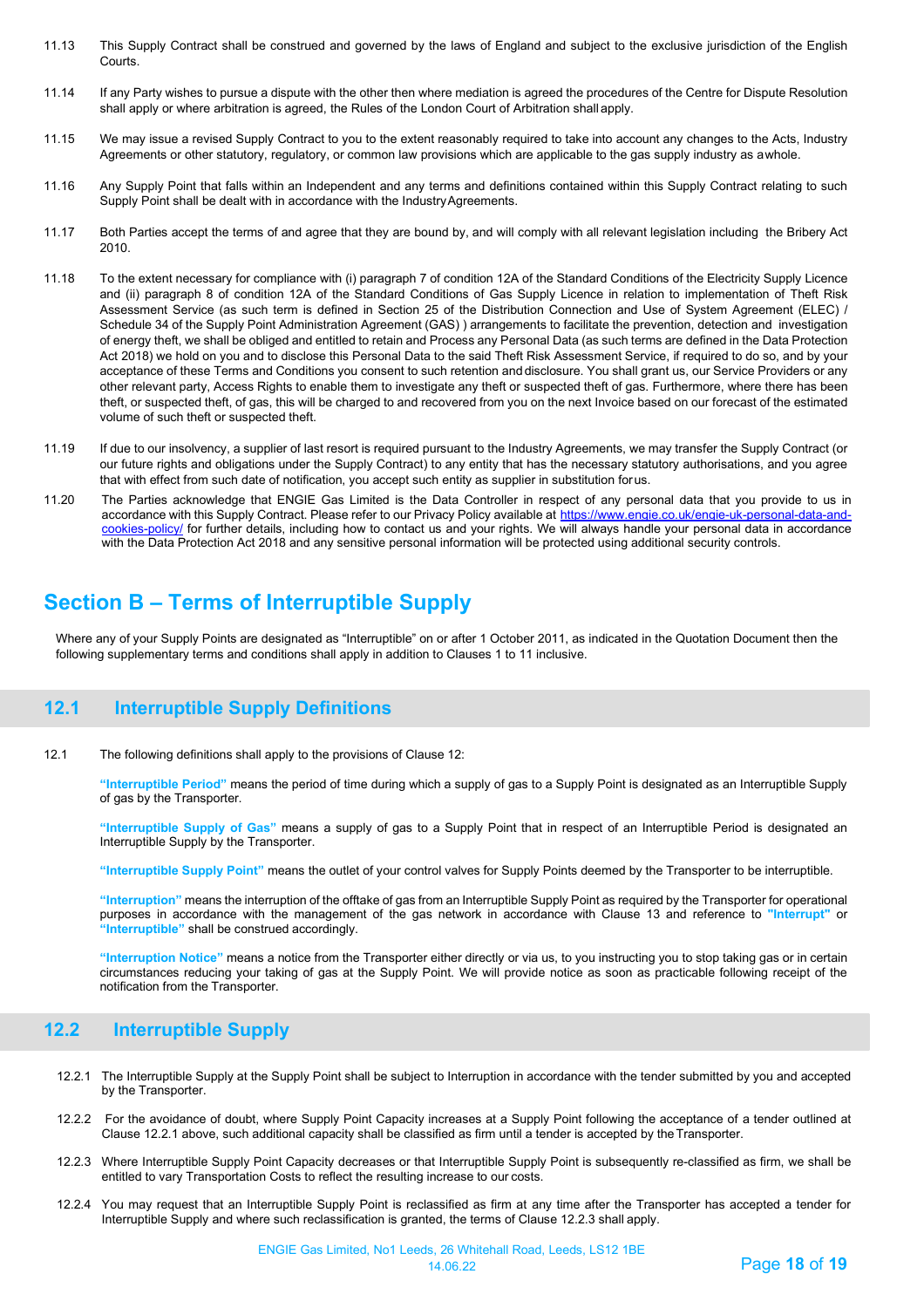11.13 This Supply Contract shall be construed and governed by the laws of England and subject to the exclusive jurisdiction of the English Courts.

11.14 If any Party wishes to pursue a dispute with the other then where mediation is agreed the procedures of the Centre for Dispute Resolution shall apply or where arbitration is agreed, the Rules of the London Court of Arbitration shall apply.

11.15 We may issue a revised Supply Contract to you to the extent reasonably required to take into account any changes to the Acts, Industry Agreements or other statutory, regulatory, or common law provisions which are applicable to the gas supply industry as a whole.

11.16 Any Supply Point that falls within an Independent and any terms and definitions contained within this Supply Contract relating to such Supply Point shall be dealt with in accordance with the Industry Agreements.

11.17 Both Parties accept the terms of and agree that they are bound by, and will comply with all relevant legislation including the Bribery Act 2010.

11.18 To the extent necessary for compliance with (i) paragraph 7 of condition 12A of the Standard Conditions of the Electricity Supply Licence and (ii) paragraph 8 of condition 12A of the Standard Conditions of Gas Supply Licence in relation to implementation of Theft Risk Assessment Service (as such term is defined in Section 25 of the Distribution Connection and Use of System Agreement (ELEC) / Schedule 34 of the Supply Point Administration Agreement (GAS) ) arrangements to facilitate the prevention, detection and investigation of energy theft, we shall be obliged and entitled to retain and Process any Personal Data (as such terms are defined in the Data Protection Act 2018) we hold on you and to disclose this Personal Data to the said Theft Risk Assessment Service, if required to do so, and by your acceptance of these Terms and Conditions you consent to such retention and disclosure. You shall grant us, our Service Providers or any other relevant party, Access Rights to enable them to investigate any theft or suspected theft of gas. Furthermore, where there has been theft, or suspected theft, of gas, this will be charged to and recovered from you on the next Invoice based on our forecast of the estimated volume of such theft or suspected theft.

11.19 If due to our insolvency, a supplier of last resort is required pursuant to the Industry Agreements, we may transfer the Supply Contract (or our future rights and obligations under the Supply Contract) to any entity that has the necessary statutory authorisations, and you agree that with effect from such date of notification, you accept such entity as supplier in substitution for us.

11.20 The Parties acknowledge that ENGIE Gas Limited is the Data Controller in respect of any personal data that you provide to us in accordance with this Supply Contract. Please refer to our Privacy Policy available at https://www.engie.co.uk/engie-uk-personal-data-and-cookies-policy/ for further details, including how to contact us and your rights. We will always handle your personal data in accordance with the Data Protection Act 2018 and any sensitive personal information will be protected using additional security controls.

# Section B – Terms of Interruptible Supply

Where any of your Supply Points are designated as "Interruptible" on or after 1 October 2011, as indicated in the Quotation Document then the following supplementary terms and conditions shall apply in addition to Clauses 1 to 11 inclusive.

## 12.1 Interruptible Supply Definitions

12.1 The following definitions shall apply to the provisions of Clause 12:

**"Interruptible Period"** means the period of time during which a supply of gas to a Supply Point is designated as an Interruptible Supply of gas by the Transporter.

**"Interruptible Supply of Gas"** means a supply of gas to a Supply Point that in respect of an Interruptible Period is designated an Interruptible Supply by the Transporter.

**"Interruptible Supply Point"** means the outlet of your control valves for Supply Points deemed by the Transporter to be interruptible.

**"Interruption"** means the interruption of the offtake of gas from an Interruptible Supply Point as required by the Transporter for operational purposes in accordance with the management of the gas network in accordance with Clause 13 and reference to **"Interrupt"** or **"Interruptible"** shall be construed accordingly.

**"Interruption Notice"** means a notice from the Transporter either directly or via us, to you instructing you to stop taking gas or in certain circumstances reducing your taking of gas at the Supply Point. We will provide notice as soon as practicable following receipt of the notification from the Transporter.

## 12.2 Interruptible Supply

12.2.1 The Interruptible Supply at the Supply Point shall be subject to Interruption in accordance with the tender submitted by you and accepted by the Transporter.

12.2.2 For the avoidance of doubt, where Supply Point Capacity increases at a Supply Point following the acceptance of a tender outlined at Clause 12.2.1 above, such additional capacity shall be classified as firm until a tender is accepted by the Transporter.

12.2.3 Where Interruptible Supply Point Capacity decreases or that Interruptible Supply Point is subsequently re-classified as firm, we shall be entitled to vary Transportation Costs to reflect the resulting increase to our costs.

12.2.4 You may request that an Interruptible Supply Point is reclassified as firm at any time after the Transporter has accepted a tender for Interruptible Supply and where such reclassification is granted, the terms of Clause 12.2.3 shall apply.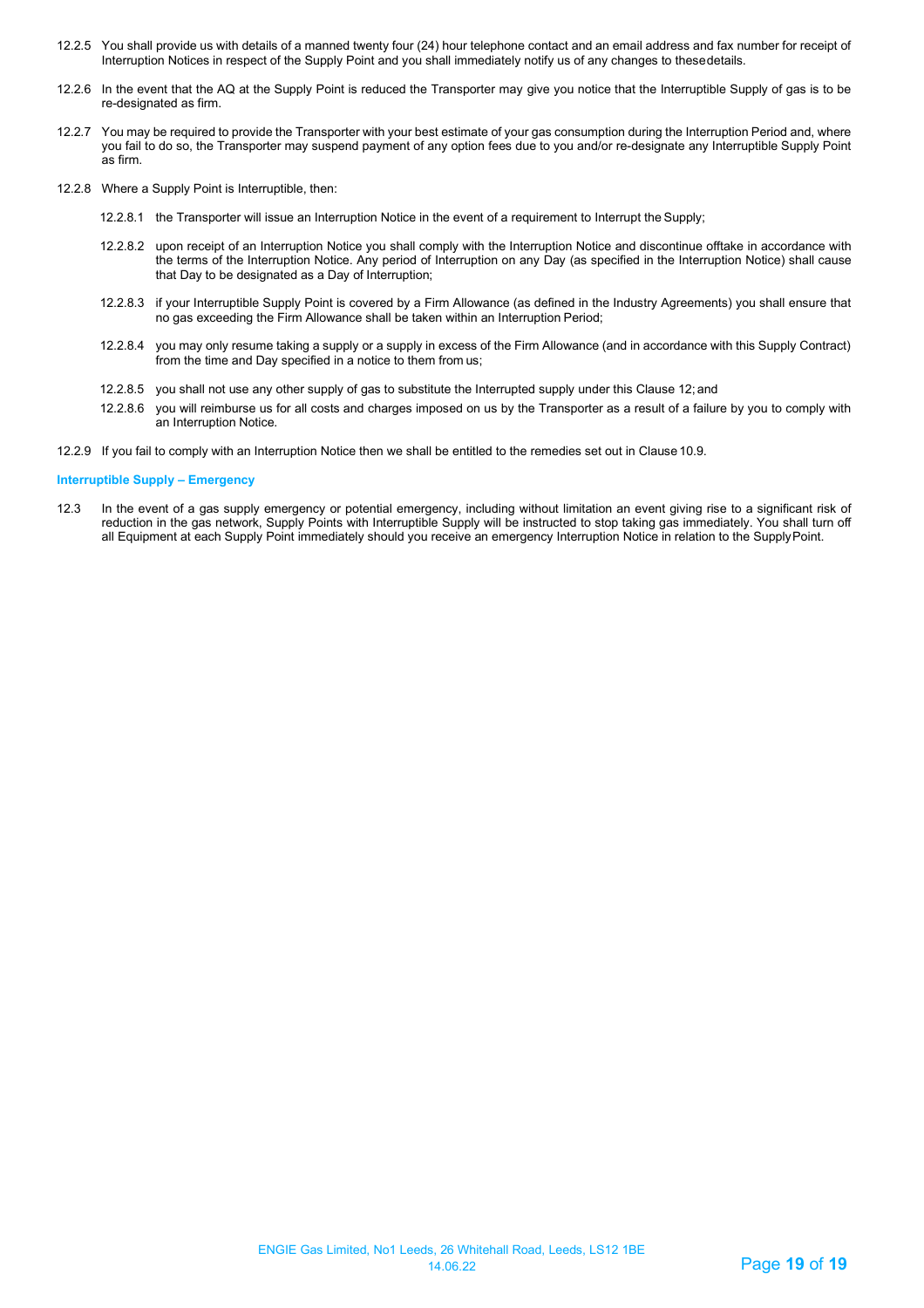12.2.5 You shall provide us with details of a manned twenty four (24) hour telephone contact and an email address and fax number for receipt of Interruption Notices in respect of the Supply Point and you shall immediately notify us of any changes to these details.

12.2.6 In the event that the AQ at the Supply Point is reduced the Transporter may give you notice that the Interruptible Supply of gas is to be re-designated as firm.

12.2.7 You may be required to provide the Transporter with your best estimate of your gas consumption during the Interruption Period and, where you fail to do so, the Transporter may suspend payment of any option fees due to you and/or re-designate any Interruptible Supply Point as firm.

12.2.8 Where a Supply Point is Interruptible, then:

12.2.8.1 the Transporter will issue an Interruption Notice in the event of a requirement to Interrupt the Supply;

12.2.8.2 upon receipt of an Interruption Notice you shall comply with the Interruption Notice and discontinue offtake in accordance with the terms of the Interruption Notice. Any period of Interruption on any Day (as specified in the Interruption Notice) shall cause that Day to be designated as a Day of Interruption;

12.2.8.3 if your Interruptible Supply Point is covered by a Firm Allowance (as defined in the Industry Agreements) you shall ensure that no gas exceeding the Firm Allowance shall be taken within an Interruption Period;

12.2.8.4 you may only resume taking a supply or a supply in excess of the Firm Allowance (and in accordance with this Supply Contract) from the time and Day specified in a notice to them from us;

12.2.8.5 you shall not use any other supply of gas to substitute the Interrupted supply under this Clause 12; and

12.2.8.6 you will reimburse us for all costs and charges imposed on us by the Transporter as a result of a failure by you to comply with an Interruption Notice.

12.2.9 If you fail to comply with an Interruption Notice then we shall be entitled to the remedies set out in Clause 10.9.

**Interruptible Supply – Emergency**

12.3 In the event of a gas supply emergency or potential emergency, including without limitation an event giving rise to a significant risk of reduction in the gas network, Supply Points with Interruptible Supply will be instructed to stop taking gas immediately. You shall turn off all Equipment at each Supply Point immediately should you receive an emergency Interruption Notice in relation to the Supply Point.

ENGIE Gas Limited, No1 Leeds, 26 Whitehall Road, Leeds, LS12 1BE
14.06.22